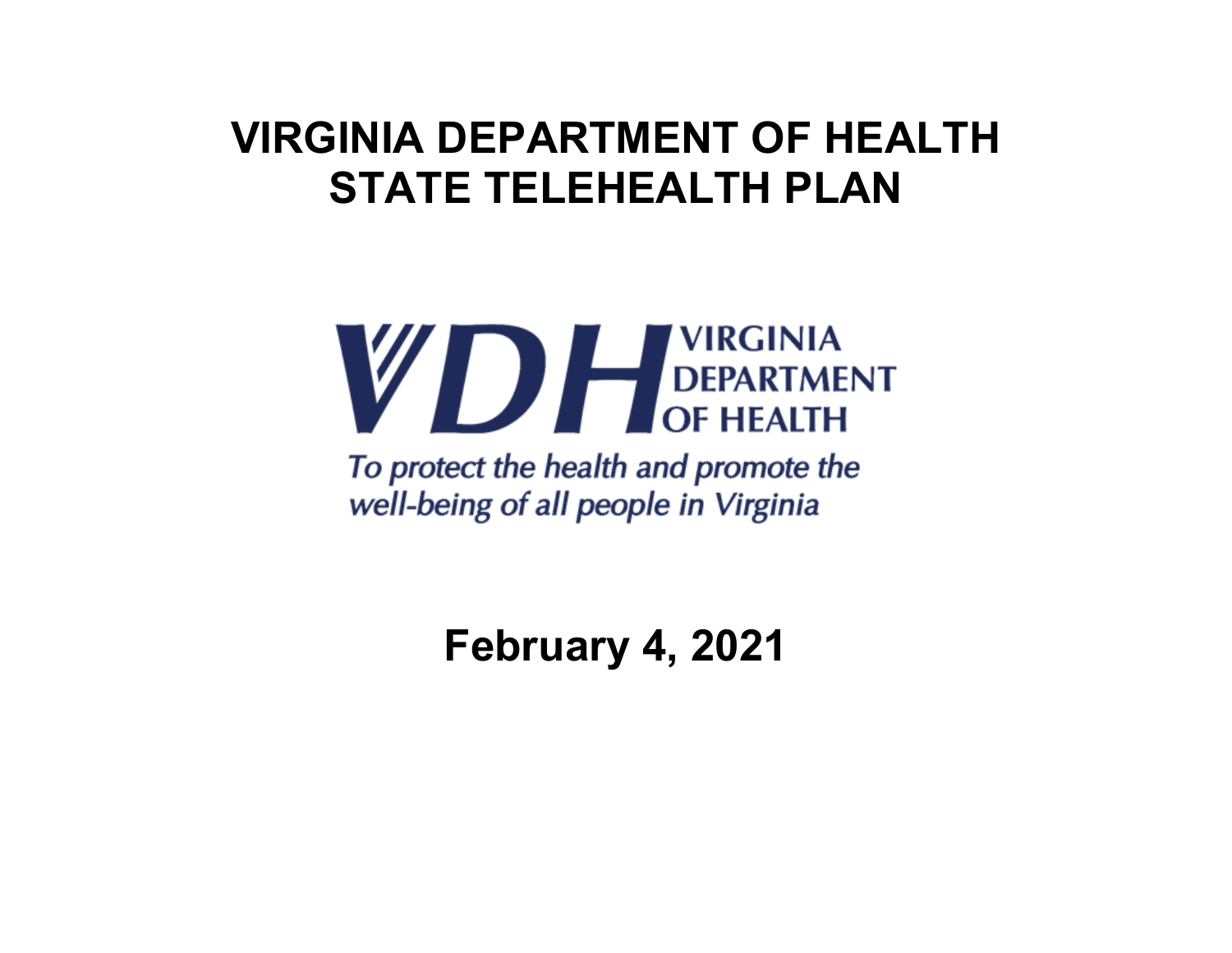# VIRGINIA DEPARTMENT OF HEALTH STATE TELEHEALTH PLAN

VDH VIRGINIA DEPARTMENT OF HEALTH

*To protect the health and promote the well-being of all people in Virginia*

**February 4, 2021**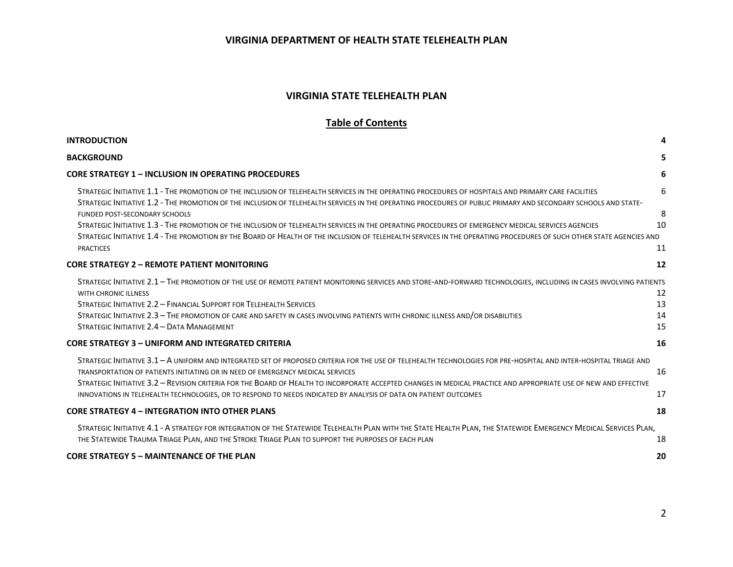# VIRGINIA DEPARTMENT OF HEALTH STATE TELEHEALTH PLAN

## VIRGINIA STATE TELEHEALTH PLAN

### Table of Contents

**INTRODUCTION** 4

**BACKGROUND** 5

**CORE STRATEGY 1 – INCLUSION IN OPERATING PROCEDURES** 6

- Strategic Initiative 1.1 - The promotion of the inclusion of telehealth services in the operating procedures of hospitals and primary care facilities 6
- Strategic Initiative 1.2 - The promotion of the inclusion of telehealth services in the operating procedures of public primary and secondary schools and state-funded post-secondary schools 8
- Strategic Initiative 1.3 - The promotion of the inclusion of telehealth services in the operating procedures of emergency medical services agencies 10
- Strategic Initiative 1.4 - The promotion by the Board of Health of the inclusion of telehealth services in the operating procedures of such other state agencies and practices 11

**CORE STRATEGY 2 – REMOTE PATIENT MONITORING** 12

- Strategic Initiative 2.1 – The promotion of the use of remote patient monitoring services and store-and-forward technologies, including in cases involving patients with chronic illness 12
- Strategic Initiative 2.2 – Financial Support for Telehealth Services 13
- Strategic Initiative 2.3 – The promotion of care and safety in cases involving patients with chronic illness and/or disabilities 14
- Strategic Initiative 2.4 – Data Management 15

**CORE STRATEGY 3 – UNIFORM AND INTEGRATED CRITERIA** 16

- Strategic Initiative 3.1 – A uniform and integrated set of proposed criteria for the use of telehealth technologies for pre-hospital and inter-hospital triage and transportation of patients initiating or in need of emergency medical services 16
- Strategic Initiative 3.2 – Revision criteria for the Board of Health to incorporate accepted changes in medical practice and appropriate use of new and effective innovations in telehealth technologies, or to respond to needs indicated by analysis of data on patient outcomes 17

**CORE STRATEGY 4 – INTEGRATION INTO OTHER PLANS** 18

- Strategic Initiative 4.1 - A strategy for integration of the Statewide Telehealth Plan with the State Health Plan, the Statewide Emergency Medical Services Plan, the Statewide Trauma Triage Plan, and the Stroke Triage Plan to support the purposes of each plan 18

**CORE STRATEGY 5 – MAINTENANCE OF THE PLAN** 20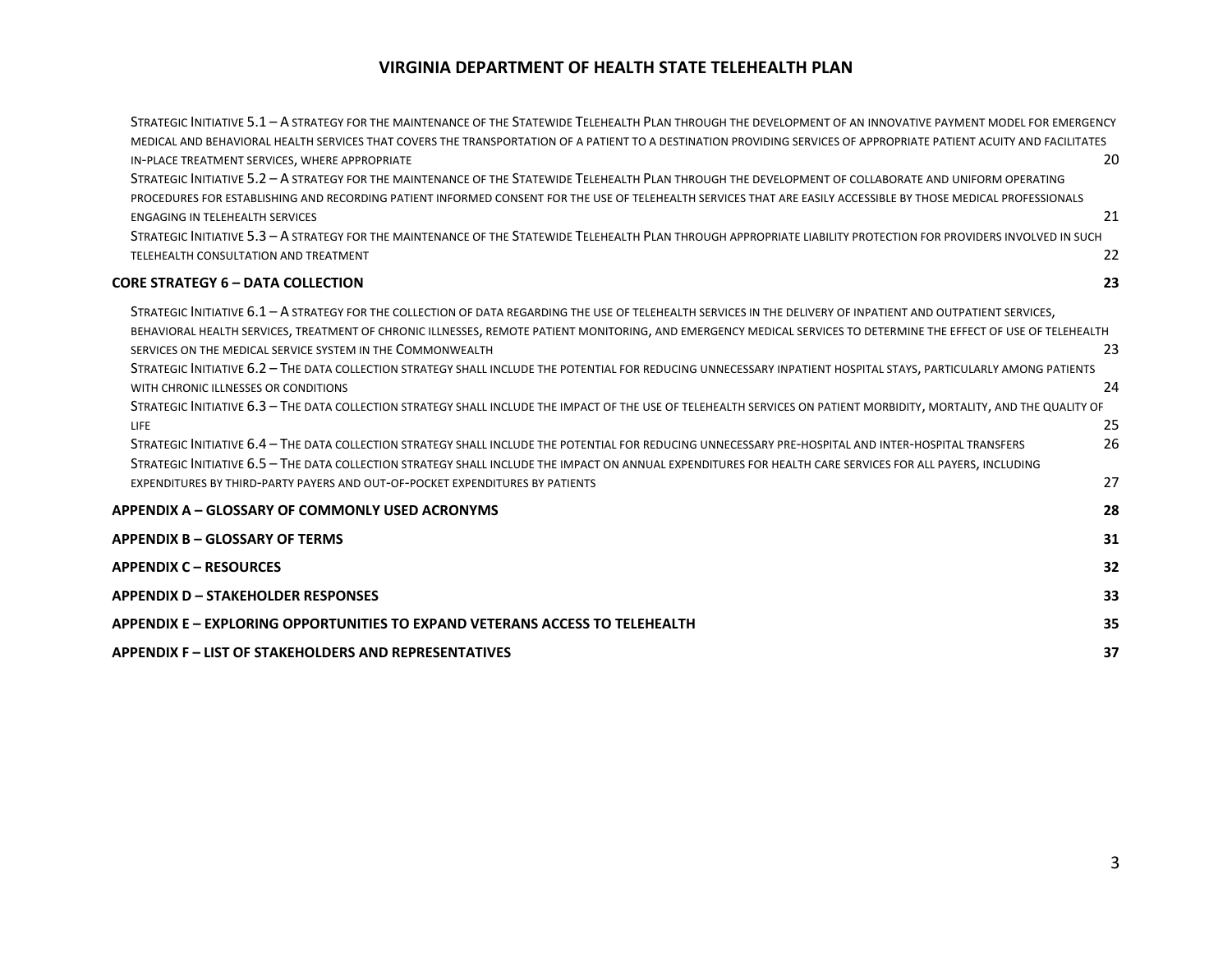Strategic Initiative 5.1 – A strategy for the maintenance of the Statewide Telehealth Plan through the development of an innovative payment model for emergency medical and behavioral health services that covers the transportation of a patient to a destination providing services of appropriate patient acuity and facilitates in-place treatment services, where appropriate 20

Strategic Initiative 5.2 – A strategy for the maintenance of the Statewide Telehealth Plan through the development of collaborate and uniform operating procedures for establishing and recording patient informed consent for the use of telehealth services that are easily accessible by those medical professionals engaging in telehealth services 21

Strategic Initiative 5.3 – A strategy for the maintenance of the Statewide Telehealth Plan through appropriate liability protection for providers involved in such telehealth consultation and treatment 22

**CORE STRATEGY 6 – DATA COLLECTION 23**

Strategic Initiative 6.1 – A strategy for the collection of data regarding the use of telehealth services in the delivery of inpatient and outpatient services, behavioral health services, treatment of chronic illnesses, remote patient monitoring, and emergency medical services to determine the effect of use of telehealth services on the medical service system in the Commonwealth 23

Strategic Initiative 6.2 – The data collection strategy shall include the potential for reducing unnecessary inpatient hospital stays, particularly among patients with chronic illnesses or conditions 24

Strategic Initiative 6.3 – The data collection strategy shall include the impact of the use of telehealth services on patient morbidity, mortality, and the quality of life 25

Strategic Initiative 6.4 – The data collection strategy shall include the potential for reducing unnecessary pre-hospital and inter-hospital transfers 26

Strategic Initiative 6.5 – The data collection strategy shall include the impact on annual expenditures for health care services for all payers, including expenditures by third-party payers and out-of-pocket expenditures by patients 27

**APPENDIX A – GLOSSARY OF COMMONLY USED ACRONYMS 28**

**APPENDIX B – GLOSSARY OF TERMS 31**

**APPENDIX C – RESOURCES 32**

**APPENDIX D – STAKEHOLDER RESPONSES 33**

**APPENDIX E – EXPLORING OPPORTUNITIES TO EXPAND VETERANS ACCESS TO TELEHEALTH 35**

**APPENDIX F – LIST OF STAKEHOLDERS AND REPRESENTATIVES 37**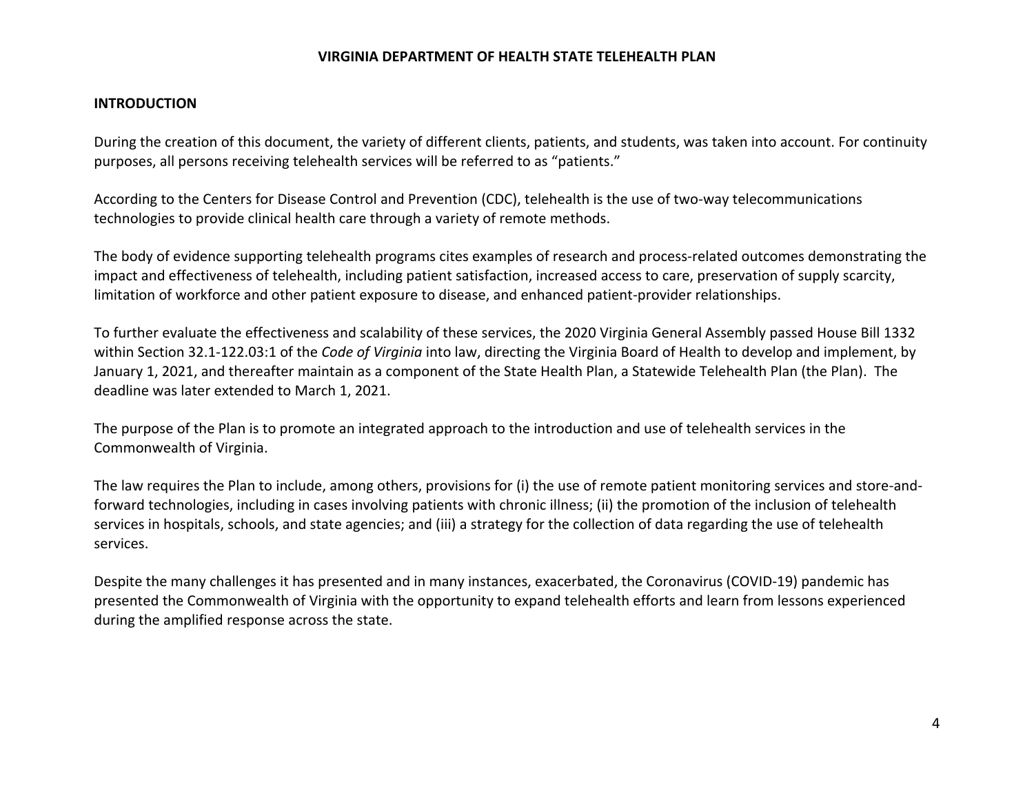## INTRODUCTION

During the creation of this document, the variety of different clients, patients, and students, was taken into account. For continuity purposes, all persons receiving telehealth services will be referred to as “patients.”

According to the Centers for Disease Control and Prevention (CDC), telehealth is the use of two-way telecommunications technologies to provide clinical health care through a variety of remote methods.

The body of evidence supporting telehealth programs cites examples of research and process-related outcomes demonstrating the impact and effectiveness of telehealth, including patient satisfaction, increased access to care, preservation of supply scarcity, limitation of workforce and other patient exposure to disease, and enhanced patient-provider relationships.

To further evaluate the effectiveness and scalability of these services, the 2020 Virginia General Assembly passed House Bill 1332 within Section 32.1-122.03:1 of the *Code of Virginia* into law, directing the Virginia Board of Health to develop and implement, by January 1, 2021, and thereafter maintain as a component of the State Health Plan, a Statewide Telehealth Plan (the Plan). The deadline was later extended to March 1, 2021.

The purpose of the Plan is to promote an integrated approach to the introduction and use of telehealth services in the Commonwealth of Virginia.

The law requires the Plan to include, among others, provisions for (i) the use of remote patient monitoring services and store-and-forward technologies, including in cases involving patients with chronic illness; (ii) the promotion of the inclusion of telehealth services in hospitals, schools, and state agencies; and (iii) a strategy for the collection of data regarding the use of telehealth services.

Despite the many challenges it has presented and in many instances, exacerbated, the Coronavirus (COVID-19) pandemic has presented the Commonwealth of Virginia with the opportunity to expand telehealth efforts and learn from lessons experienced during the amplified response across the state.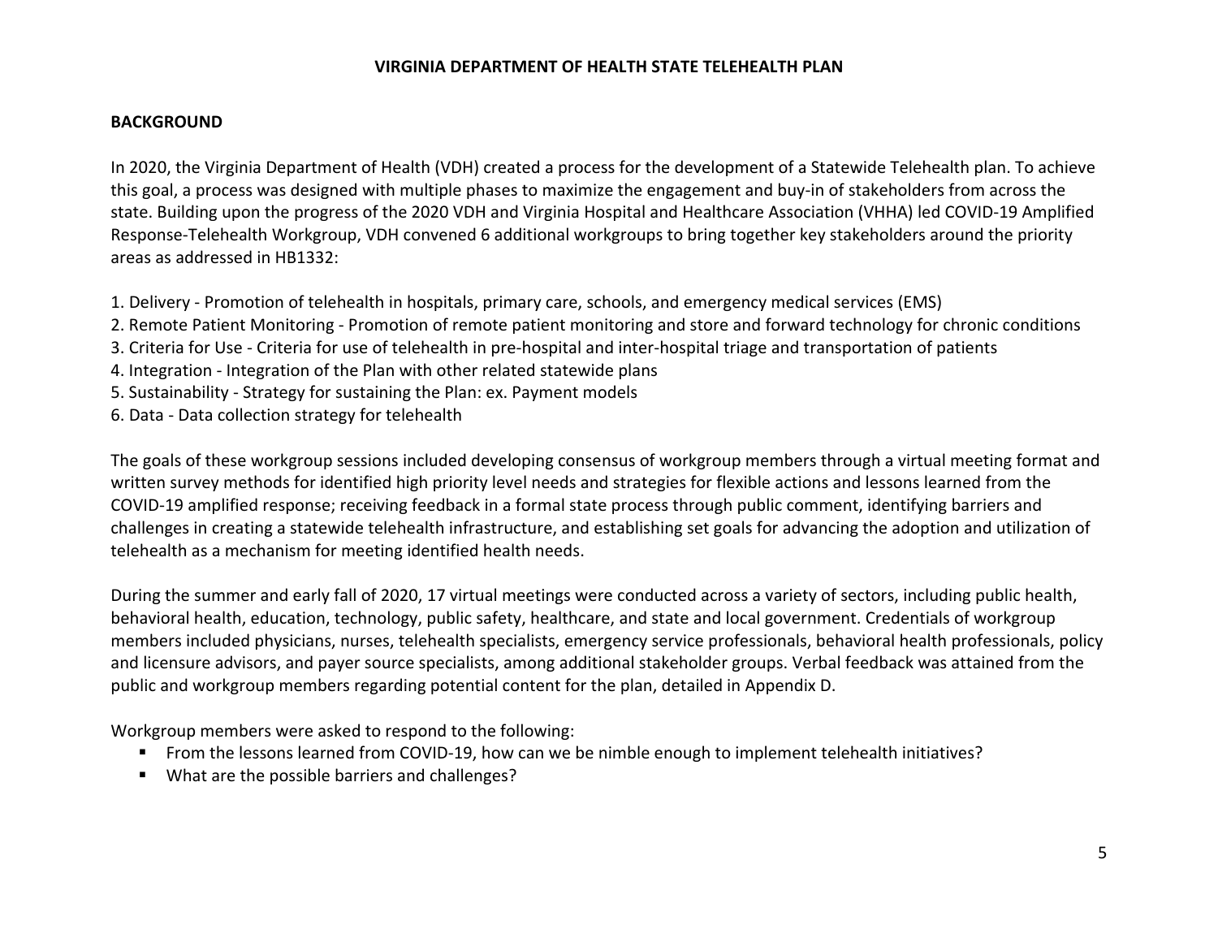# VIRGINIA DEPARTMENT OF HEALTH STATE TELEHEALTH PLAN

## BACKGROUND

In 2020, the Virginia Department of Health (VDH) created a process for the development of a Statewide Telehealth plan. To achieve this goal, a process was designed with multiple phases to maximize the engagement and buy-in of stakeholders from across the state. Building upon the progress of the 2020 VDH and Virginia Hospital and Healthcare Association (VHHA) led COVID-19 Amplified Response-Telehealth Workgroup, VDH convened 6 additional workgroups to bring together key stakeholders around the priority areas as addressed in HB1332:

1. Delivery - Promotion of telehealth in hospitals, primary care, schools, and emergency medical services (EMS)
2. Remote Patient Monitoring - Promotion of remote patient monitoring and store and forward technology for chronic conditions
3. Criteria for Use - Criteria for use of telehealth in pre-hospital and inter-hospital triage and transportation of patients
4. Integration - Integration of the Plan with other related statewide plans
5. Sustainability - Strategy for sustaining the Plan: ex. Payment models
6. Data - Data collection strategy for telehealth

The goals of these workgroup sessions included developing consensus of workgroup members through a virtual meeting format and written survey methods for identified high priority level needs and strategies for flexible actions and lessons learned from the COVID-19 amplified response; receiving feedback in a formal state process through public comment, identifying barriers and challenges in creating a statewide telehealth infrastructure, and establishing set goals for advancing the adoption and utilization of telehealth as a mechanism for meeting identified health needs.

During the summer and early fall of 2020, 17 virtual meetings were conducted across a variety of sectors, including public health, behavioral health, education, technology, public safety, healthcare, and state and local government. Credentials of workgroup members included physicians, nurses, telehealth specialists, emergency service professionals, behavioral health professionals, policy and licensure advisors, and payer source specialists, among additional stakeholder groups. Verbal feedback was attained from the public and workgroup members regarding potential content for the plan, detailed in Appendix D.

Workgroup members were asked to respond to the following:

- From the lessons learned from COVID-19, how can we be nimble enough to implement telehealth initiatives?
- What are the possible barriers and challenges?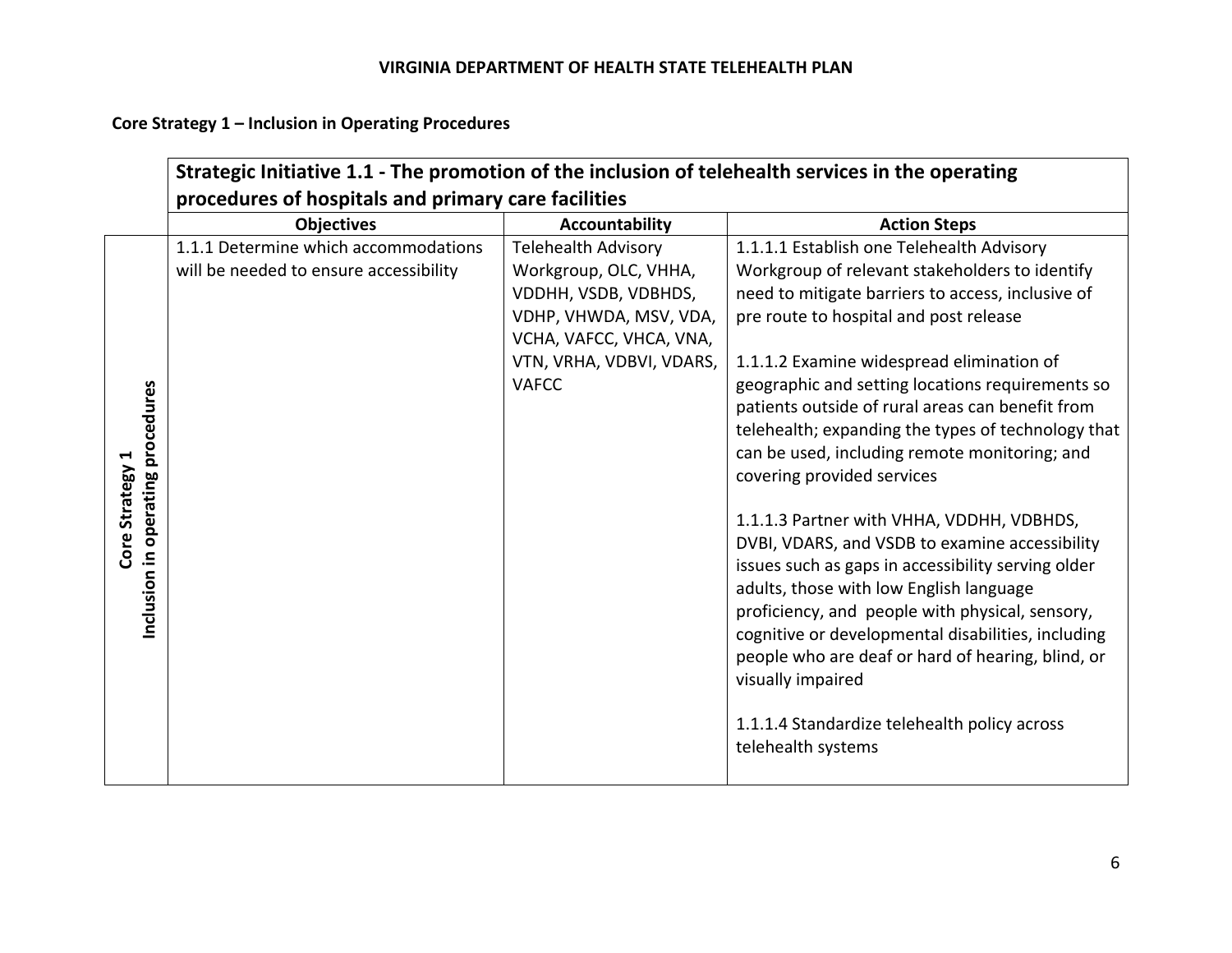**Core Strategy 1 – Inclusion in Operating Procedures**

| Core Strategy 1 Inclusion in operating procedures | Strategic Initiative 1.1 - The promotion of the inclusion of telehealth services in the operating procedures of hospitals and primary care facilities | | |
|---|---|---|---|
| | **Objectives** | **Accountability** | **Action Steps** |
| | 1.1.1 Determine which accommodations will be needed to ensure accessibility | Telehealth Advisory Workgroup, OLC, VHHA, VDDHH, VSDB, VDBHDS, VDHP, VHWDA, MSV, VDA, VCHA, VAFCC, VHCA, VNA, VTN, VRHA, VDBVI, VDARS, VAFCC | 1.1.1.1 Establish one Telehealth Advisory Workgroup of relevant stakeholders to identify need to mitigate barriers to access, inclusive of pre route to hospital and post release<br><br>1.1.1.2 Examine widespread elimination of geographic and setting locations requirements so patients outside of rural areas can benefit from telehealth; expanding the types of technology that can be used, including remote monitoring; and covering provided services<br><br>1.1.1.3 Partner with VHHA, VDDHH, VDBHDS, DVBI, VDARS, and VSDB to examine accessibility issues such as gaps in accessibility serving older adults, those with low English language proficiency, and people with physical, sensory, cognitive or developmental disabilities, including people who are deaf or hard of hearing, blind, or visually impaired<br><br>1.1.1.4 Standardize telehealth policy across telehealth systems |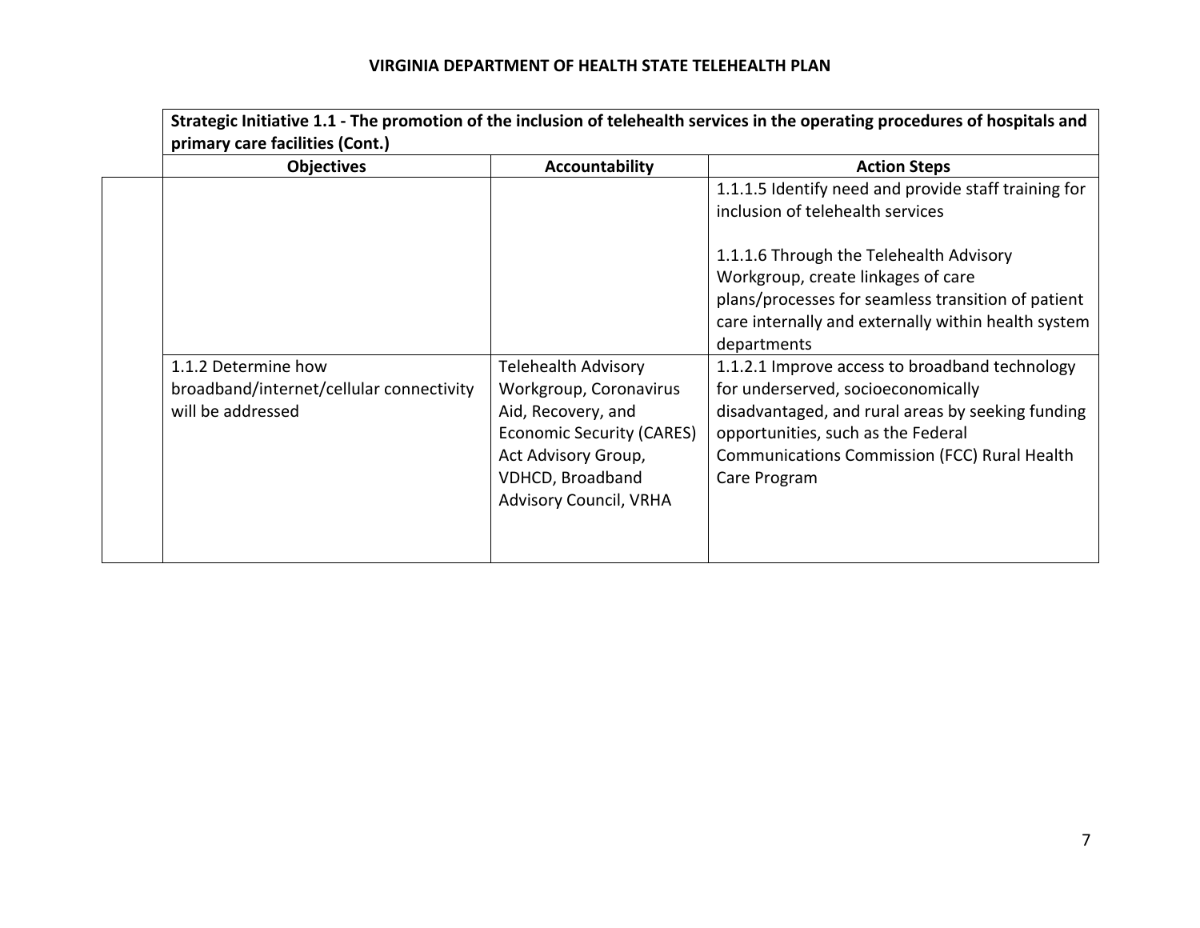| Strategic Initiative 1.1 - The promotion of the inclusion of telehealth services in the operating procedures of hospitals and primary care facilities (Cont.) | | |
|---|---|---|
| **Objectives** | **Accountability** | **Action Steps** |
| | | 1.1.1.5 Identify need and provide staff training for inclusion of telehealth services<br><br>1.1.1.6 Through the Telehealth Advisory Workgroup, create linkages of care plans/processes for seamless transition of patient care internally and externally within health system departments |
| 1.1.2 Determine how broadband/internet/cellular connectivity will be addressed | Telehealth Advisory Workgroup, Coronavirus Aid, Recovery, and Economic Security (CARES) Act Advisory Group, VDHCD, Broadband Advisory Council, VRHA | 1.1.2.1 Improve access to broadband technology for underserved, socioeconomically disadvantaged, and rural areas by seeking funding opportunities, such as the Federal Communications Commission (FCC) Rural Health Care Program |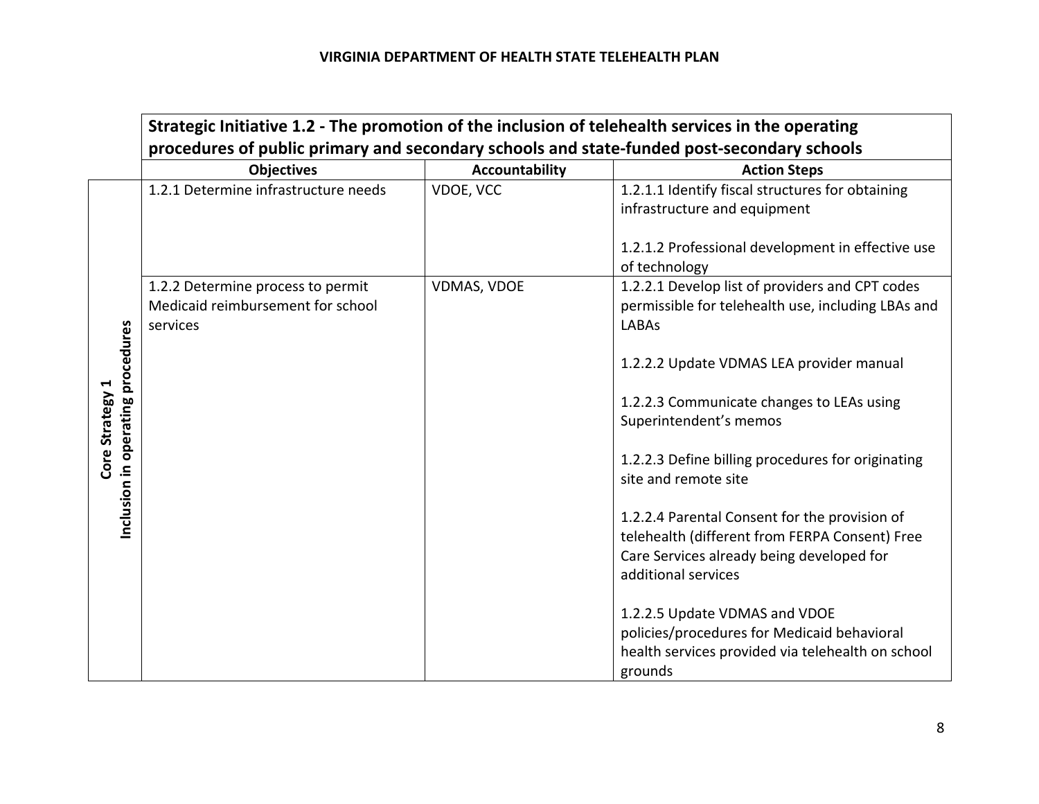| | Strategic Initiative 1.2 - The promotion of the inclusion of telehealth services in the operating procedures of public primary and secondary schools and state-funded post-secondary schools | | |
|---|---|---|---|
| | **Objectives** | **Accountability** | **Action Steps** |
| **Core Strategy 1 Inclusion in operating procedures** | 1.2.1 Determine infrastructure needs | VDOE, VCC | 1.2.1.1 Identify fiscal structures for obtaining infrastructure and equipment<br><br>1.2.1.2 Professional development in effective use of technology |
| | 1.2.2 Determine process to permit Medicaid reimbursement for school services | VDMAS, VDOE | 1.2.2.1 Develop list of providers and CPT codes permissible for telehealth use, including LBAs and LABAs<br><br>1.2.2.2 Update VDMAS LEA provider manual<br><br>1.2.2.3 Communicate changes to LEAs using Superintendent's memos<br><br>1.2.2.3 Define billing procedures for originating site and remote site<br><br>1.2.2.4 Parental Consent for the provision of telehealth (different from FERPA Consent) Free Care Services already being developed for additional services<br><br>1.2.2.5 Update VDMAS and VDOE policies/procedures for Medicaid behavioral health services provided via telehealth on school grounds |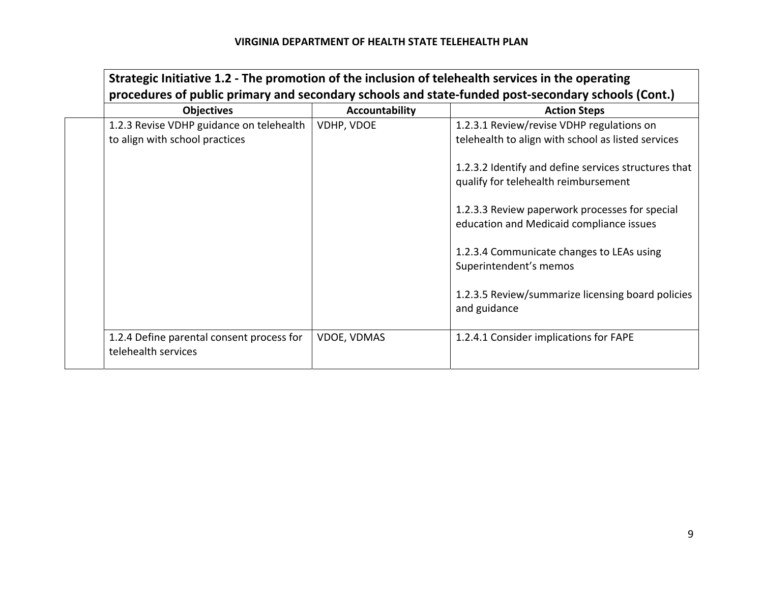| Strategic Initiative 1.2 - The promotion of the inclusion of telehealth services in the operating procedures of public primary and secondary schools and state-funded post-secondary schools (Cont.) | | |
|---|---|---|
| **Objectives** | **Accountability** | **Action Steps** |
| 1.2.3 Revise VDHP guidance on telehealth to align with school practices | VDHP, VDOE | 1.2.3.1 Review/revise VDHP regulations on telehealth to align with school as listed services<br><br>1.2.3.2 Identify and define services structures that qualify for telehealth reimbursement<br><br>1.2.3.3 Review paperwork processes for special education and Medicaid compliance issues<br><br>1.2.3.4 Communicate changes to LEAs using Superintendent's memos<br><br>1.2.3.5 Review/summarize licensing board policies and guidance |
| 1.2.4 Define parental consent process for telehealth services | VDOE, VDMAS | 1.2.4.1 Consider implications for FAPE |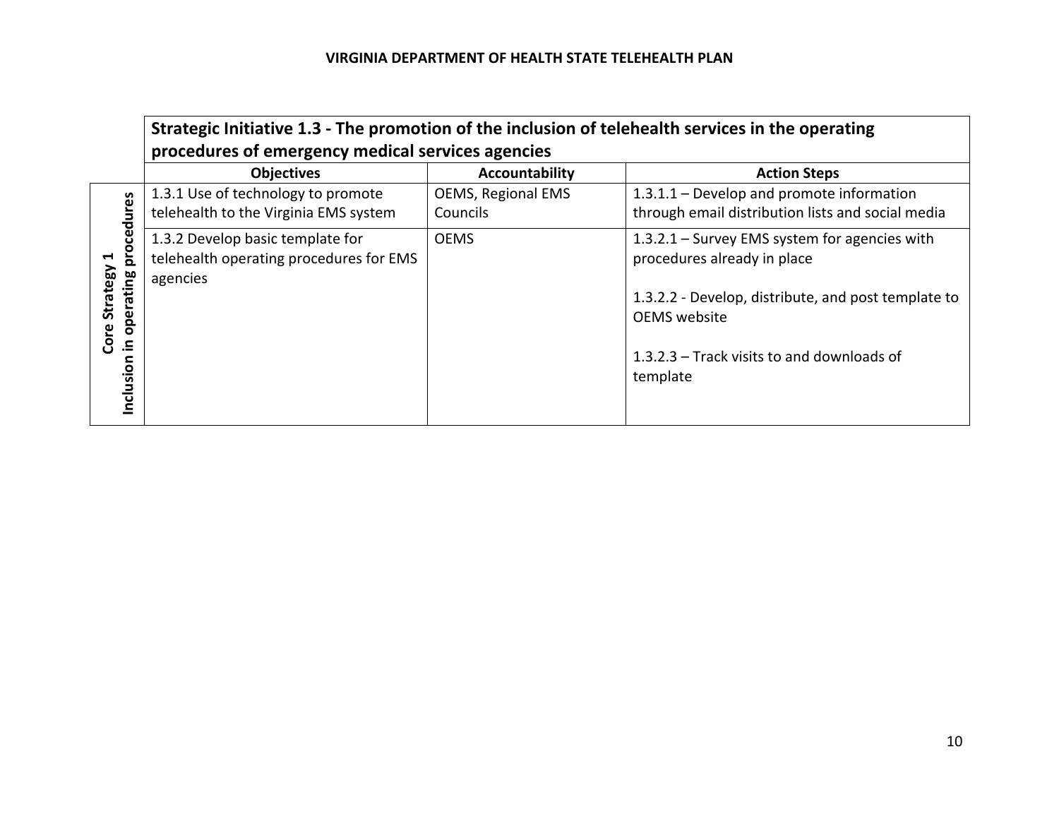| | Strategic Initiative 1.3 - The promotion of the inclusion of telehealth services in the operating procedures of emergency medical services agencies | | |
|---|---|---|---|
| | **Objectives** | **Accountability** | **Action Steps** |
| **Core Strategy 1 Inclusion in operating procedures** | 1.3.1 Use of technology to promote telehealth to the Virginia EMS system | OEMS, Regional EMS Councils | 1.3.1.1 – Develop and promote information through email distribution lists and social media |
| | 1.3.2 Develop basic template for telehealth operating procedures for EMS agencies | OEMS | 1.3.2.1 – Survey EMS system for agencies with procedures already in place<br><br>1.3.2.2 - Develop, distribute, and post template to OEMS website<br><br>1.3.2.3 – Track visits to and downloads of template |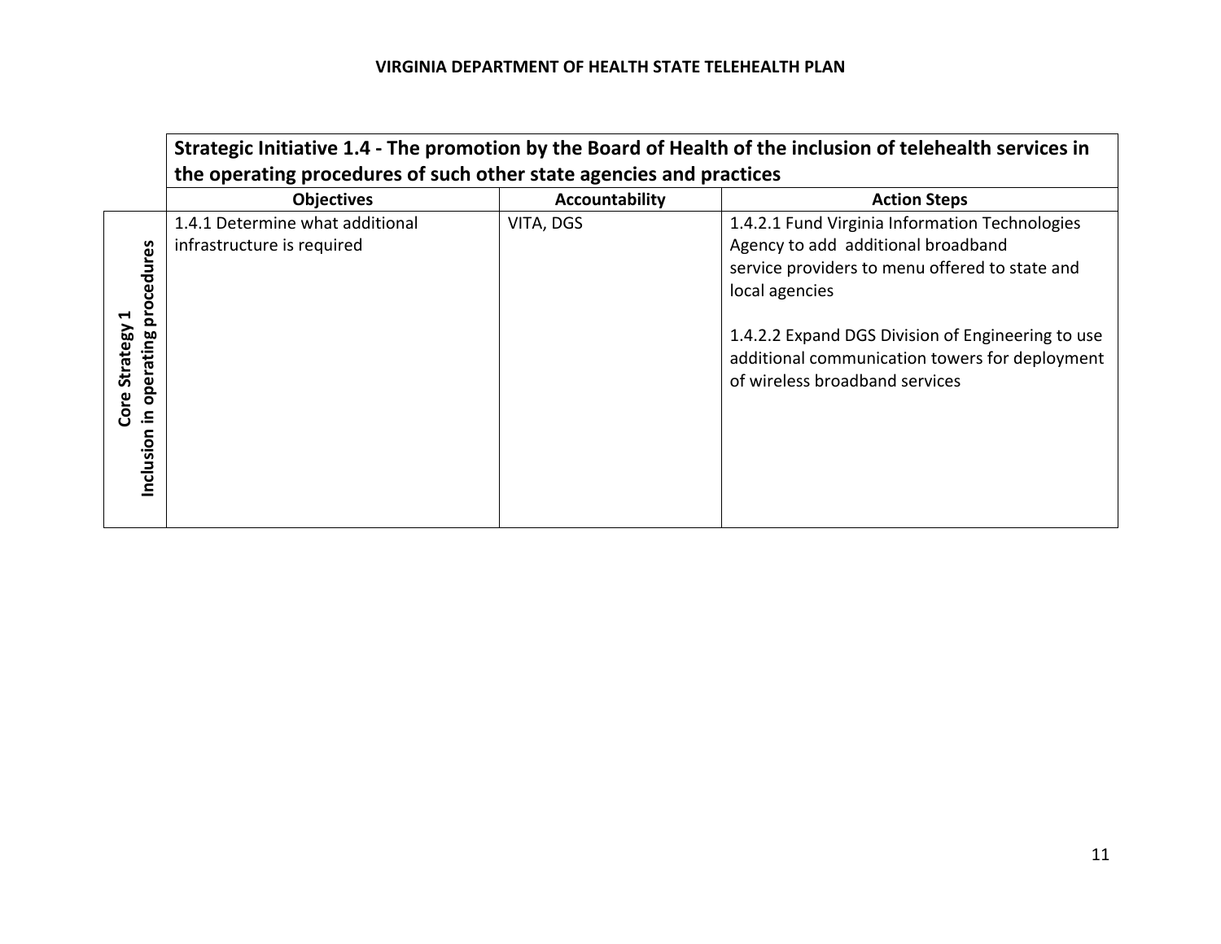| | Strategic Initiative 1.4 - The promotion by the Board of Health of the inclusion of telehealth services in the operating procedures of such other state agencies and practices | | |
|---|---|---|---|
| | **Objectives** | **Accountability** | **Action Steps** |
| **Core Strategy 1 Inclusion in operating procedures** | 1.4.1 Determine what additional infrastructure is required | VITA, DGS | 1.4.2.1 Fund Virginia Information Technologies Agency to add additional broadband service providers to menu offered to state and local agencies<br><br>1.4.2.2 Expand DGS Division of Engineering to use additional communication towers for deployment of wireless broadband services |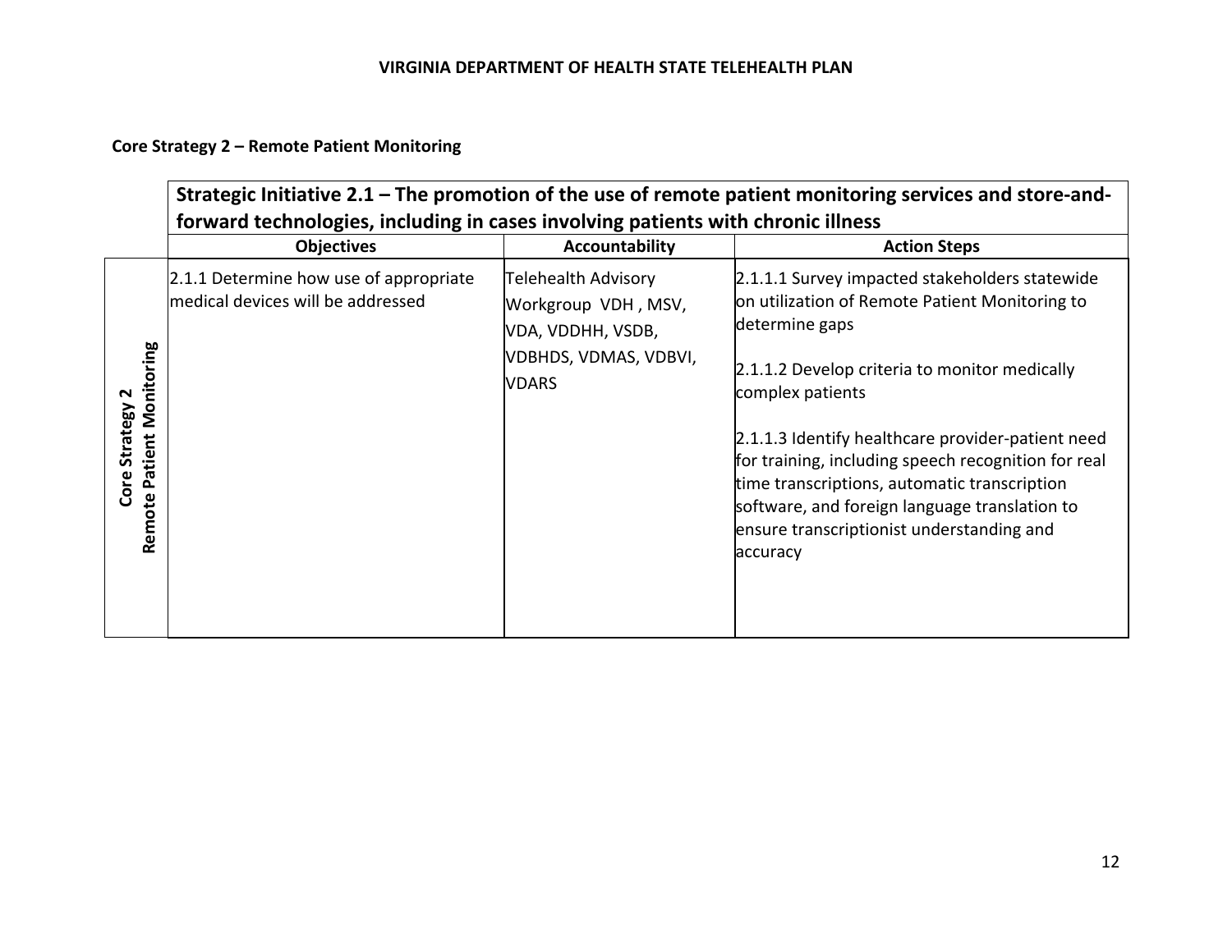**Core Strategy 2 – Remote Patient Monitoring**

| Core Strategy 2 Remote Patient Monitoring | Strategic Initiative 2.1 – The promotion of the use of remote patient monitoring services and store-and-forward technologies, including in cases involving patients with chronic illness | | |
|---|---|---|---|
| | **Objectives** | **Accountability** | **Action Steps** |
| | 2.1.1 Determine how use of appropriate medical devices will be addressed | Telehealth Advisory Workgroup VDH , MSV, VDA, VDDHH, VSDB, VDBHDS, VDMAS, VDBVI, VDARS | 2.1.1.1 Survey impacted stakeholders statewide on utilization of Remote Patient Monitoring to determine gaps<br><br>2.1.1.2 Develop criteria to monitor medically complex patients<br><br>2.1.1.3 Identify healthcare provider-patient need for training, including speech recognition for real time transcriptions, automatic transcription software, and foreign language translation to ensure transcriptionist understanding and accuracy |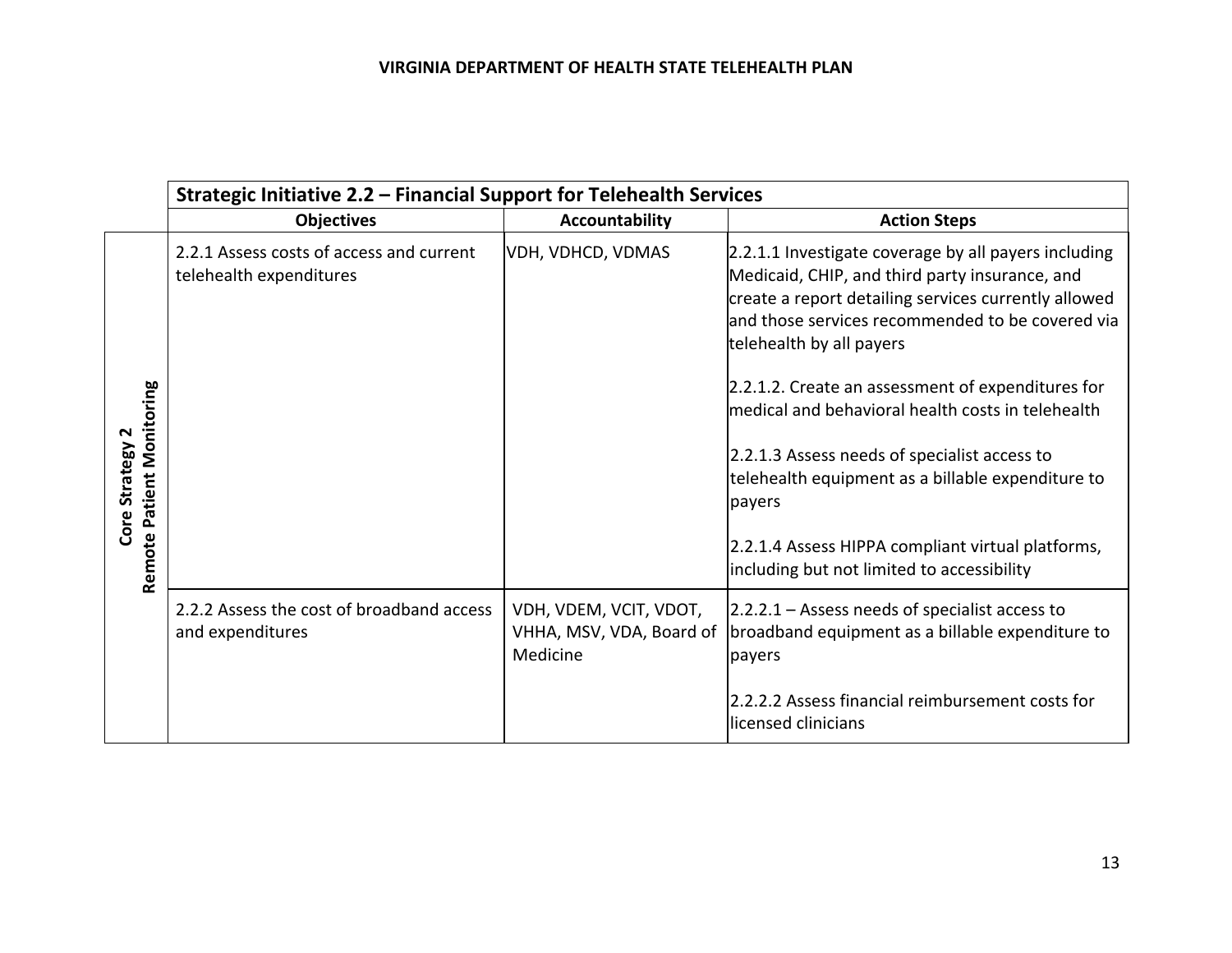| Core Strategy 2 Remote Patient Monitoring | Strategic Initiative 2.2 – Financial Support for Telehealth Services | | |
|---|---|---|---|
| | **Objectives** | **Accountability** | **Action Steps** |
| | 2.2.1 Assess costs of access and current telehealth expenditures | VDH, VDHCD, VDMAS | 2.2.1.1 Investigate coverage by all payers including Medicaid, CHIP, and third party insurance, and create a report detailing services currently allowed and those services recommended to be covered via telehealth by all payers<br><br>2.2.1.2. Create an assessment of expenditures for medical and behavioral health costs in telehealth<br><br>2.2.1.3 Assess needs of specialist access to telehealth equipment as a billable expenditure to payers<br><br>2.2.1.4 Assess HIPPA compliant virtual platforms, including but not limited to accessibility |
| | 2.2.2 Assess the cost of broadband access and expenditures | VDH, VDEM, VCIT, VDOT, VHHA, MSV, VDA, Board of Medicine | 2.2.2.1 – Assess needs of specialist access to broadband equipment as a billable expenditure to payers<br><br>2.2.2.2 Assess financial reimbursement costs for licensed clinicians |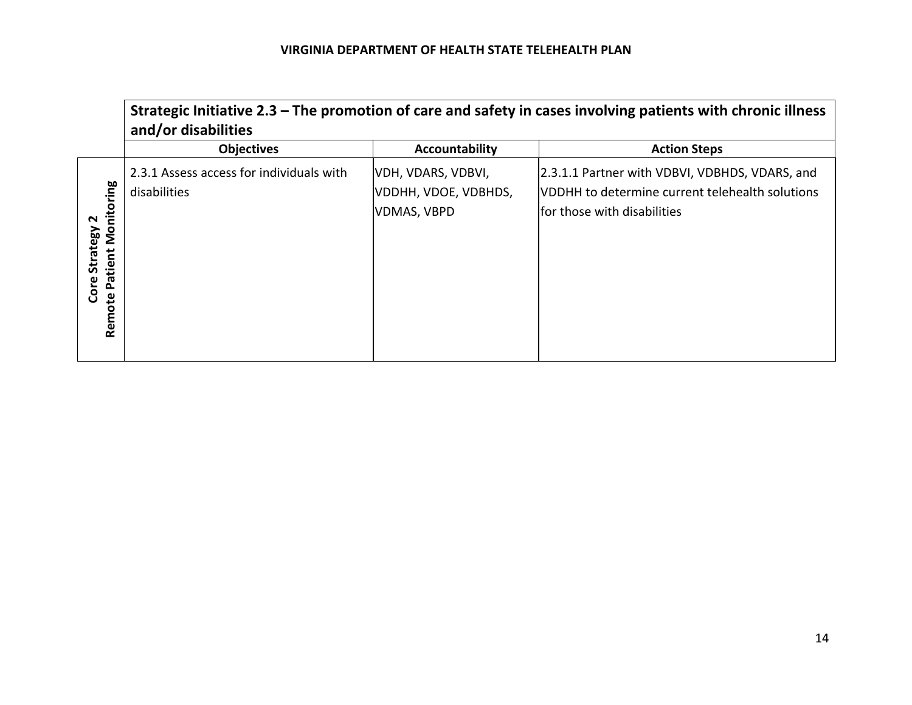| Core Strategy 2 Remote Patient Monitoring | Strategic Initiative 2.3 – The promotion of care and safety in cases involving patients with chronic illness and/or disabilities | | |
|---|---|---|---|
| | **Objectives** | **Accountability** | **Action Steps** |
| | 2.3.1 Assess access for individuals with disabilities | VDH, VDARS, VDBVI, VDDHH, VDOE, VDBHDS, VDMAS, VBPD | 2.3.1.1 Partner with VDBVI, VDBHDS, VDARS, and VDDHH to determine current telehealth solutions for those with disabilities |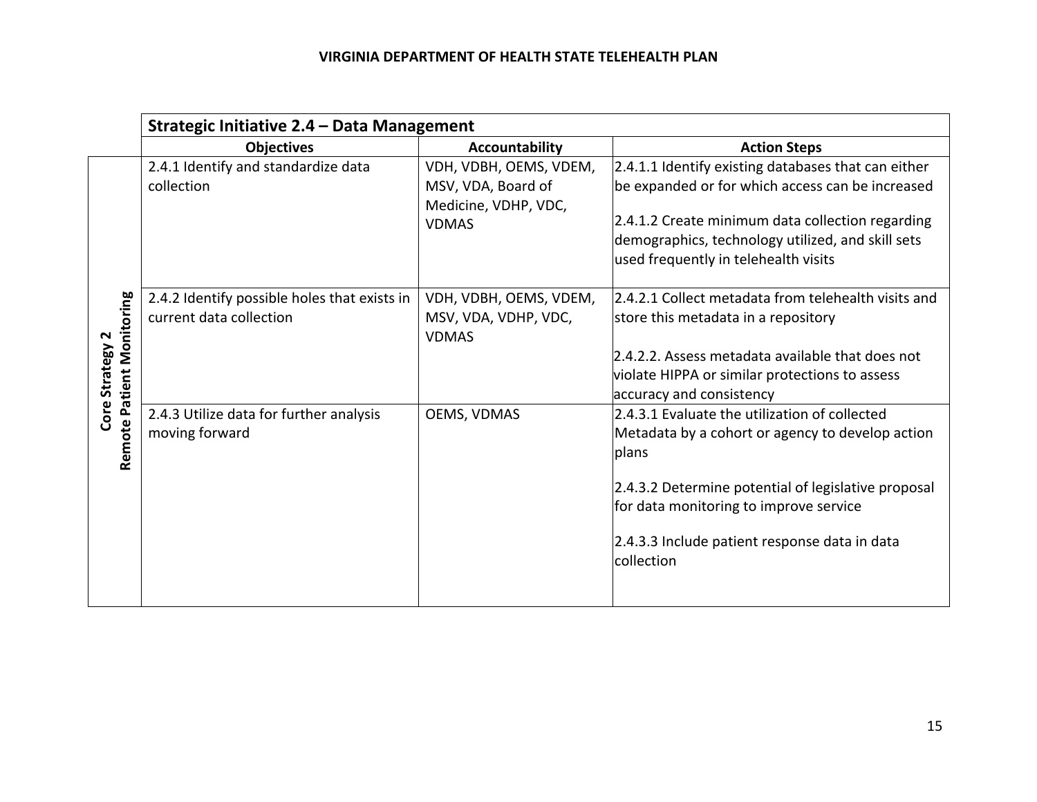| Core Strategy 2 Remote Patient Monitoring | Strategic Initiative 2.4 – Data Management | | |
|---|---|---|---|
| | **Objectives** | **Accountability** | **Action Steps** |
| | 2.4.1 Identify and standardize data collection | VDH, VDBH, OEMS, VDEM, MSV, VDA, Board of Medicine, VDHP, VDC, VDMAS | 2.4.1.1 Identify existing databases that can either be expanded or for which access can be increased<br><br>2.4.1.2 Create minimum data collection regarding demographics, technology utilized, and skill sets used frequently in telehealth visits |
| | 2.4.2 Identify possible holes that exists in current data collection | VDH, VDBH, OEMS, VDEM, MSV, VDA, VDHP, VDC, VDMAS | 2.4.2.1 Collect metadata from telehealth visits and store this metadata in a repository<br><br>2.4.2.2. Assess metadata available that does not violate HIPPA or similar protections to assess accuracy and consistency |
| | 2.4.3 Utilize data for further analysis moving forward | OEMS, VDMAS | 2.4.3.1 Evaluate the utilization of collected Metadata by a cohort or agency to develop action plans<br><br>2.4.3.2 Determine potential of legislative proposal for data monitoring to improve service<br><br>2.4.3.3 Include patient response data in data collection |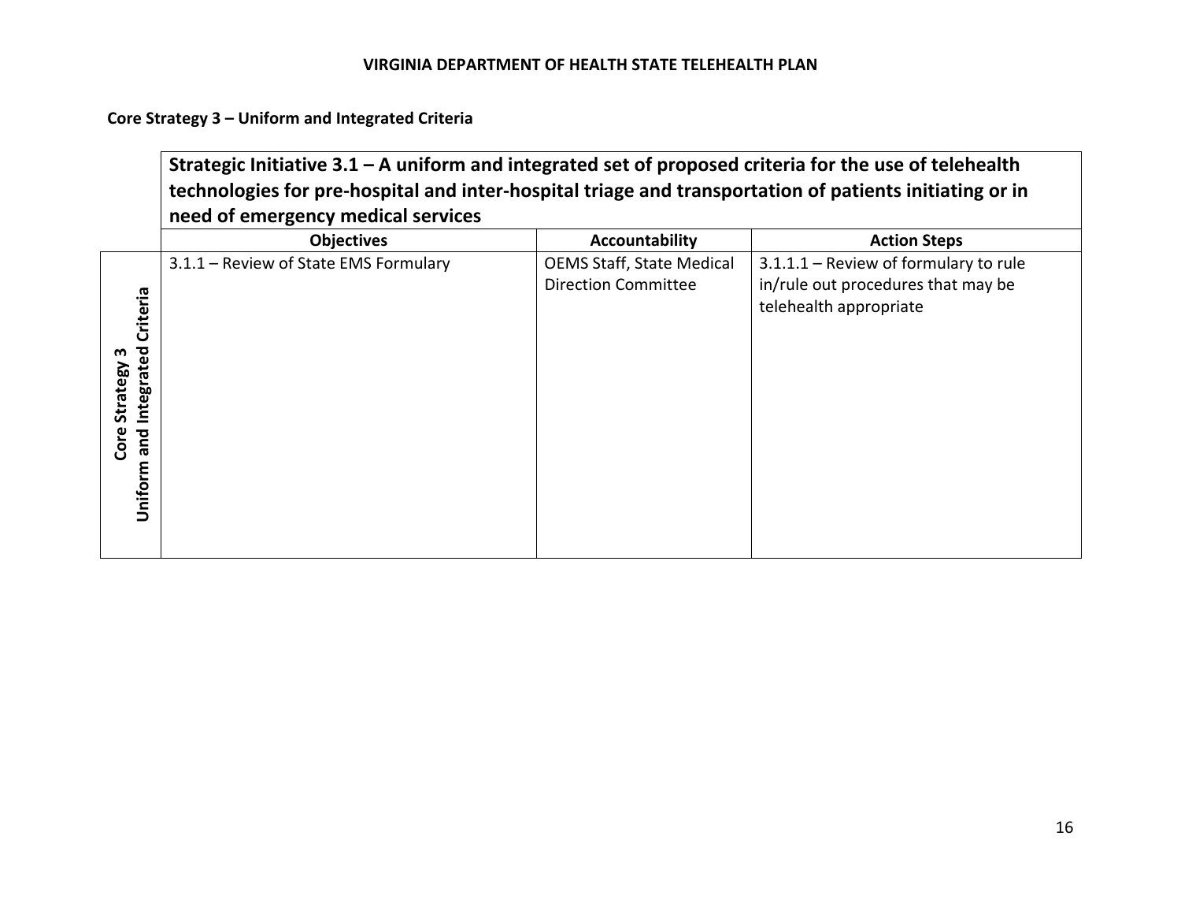**Core Strategy 3 – Uniform and Integrated Criteria**

| Core Strategy 3 Uniform and Integrated Criteria | Strategic Initiative 3.1 – A uniform and integrated set of proposed criteria for the use of telehealth technologies for pre-hospital and inter-hospital triage and transportation of patients initiating or in need of emergency medical services | | |
|---|---|---|---|
| | **Objectives** | **Accountability** | **Action Steps** |
| | 3.1.1 – Review of State EMS Formulary | OEMS Staff, State Medical Direction Committee | 3.1.1.1 – Review of formulary to rule in/rule out procedures that may be telehealth appropriate |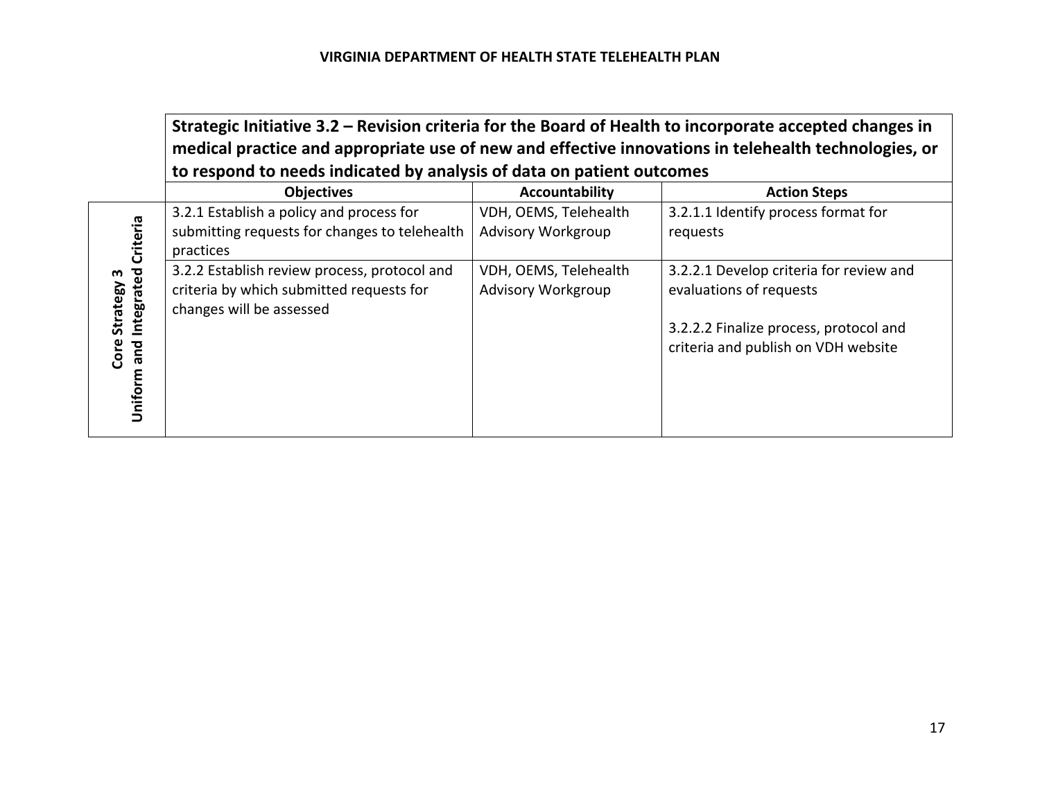| Core Strategy 3 Uniform and Integrated Criteria | **Strategic Initiative 3.2 – Revision criteria for the Board of Health to incorporate accepted changes in medical practice and appropriate use of new and effective innovations in telehealth technologies, or to respond to needs indicated by analysis of data on patient outcomes** | | |
|---|---|---|---|
| | **Objectives** | **Accountability** | **Action Steps** |
| | 3.2.1 Establish a policy and process for submitting requests for changes to telehealth practices | VDH, OEMS, Telehealth Advisory Workgroup | 3.2.1.1 Identify process format for requests |
| | 3.2.2 Establish review process, protocol and criteria by which submitted requests for changes will be assessed | VDH, OEMS, Telehealth Advisory Workgroup | 3.2.2.1 Develop criteria for review and evaluations of requests<br><br>3.2.2.2 Finalize process, protocol and criteria and publish on VDH website |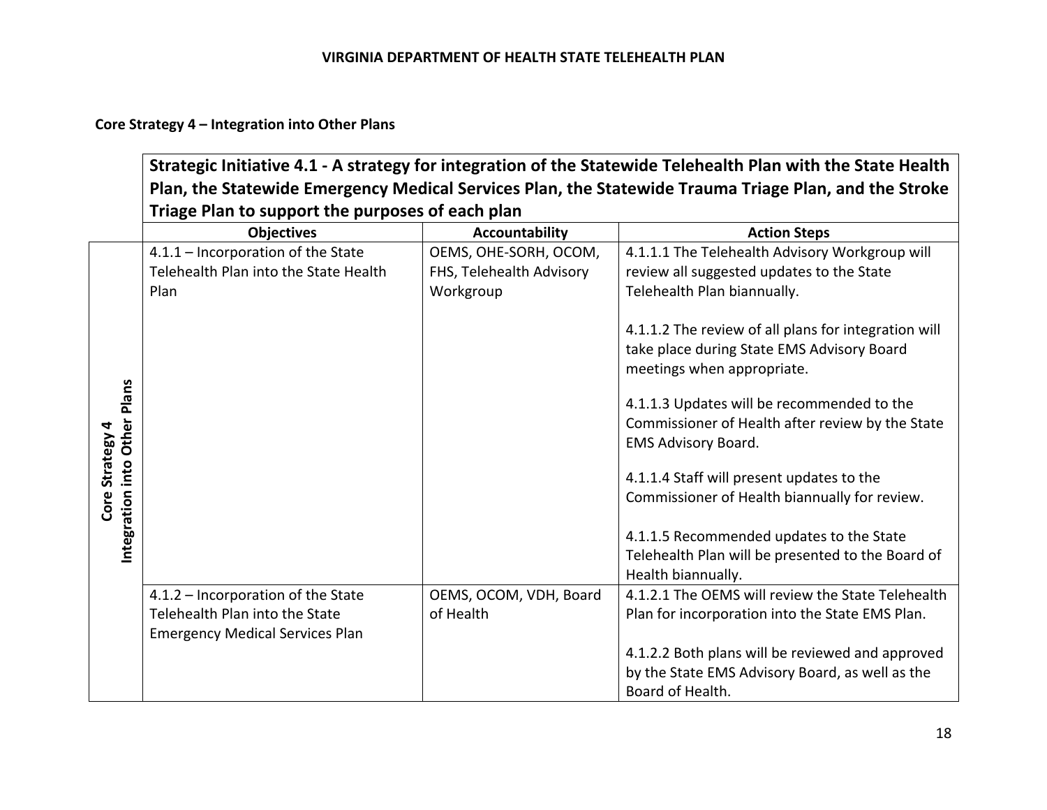**Core Strategy 4 – Integration into Other Plans**

| | **Strategic Initiative 4.1 - A strategy for integration of the Statewide Telehealth Plan with the State Health Plan, the Statewide Emergency Medical Services Plan, the Statewide Trauma Triage Plan, and the Stroke Triage Plan to support the purposes of each plan** | | |
|---|---|---|---|
| | **Objectives** | **Accountability** | **Action Steps** |
| **Core Strategy 4 Integration into Other Plans** | 4.1.1 – Incorporation of the State Telehealth Plan into the State Health Plan | OEMS, OHE-SORH, OCOM, FHS, Telehealth Advisory Workgroup | 4.1.1.1 The Telehealth Advisory Workgroup will review all suggested updates to the State Telehealth Plan biannually.<br><br>4.1.1.2 The review of all plans for integration will take place during State EMS Advisory Board meetings when appropriate.<br><br>4.1.1.3 Updates will be recommended to the Commissioner of Health after review by the State EMS Advisory Board.<br><br>4.1.1.4 Staff will present updates to the Commissioner of Health biannually for review.<br><br>4.1.1.5 Recommended updates to the State Telehealth Plan will be presented to the Board of Health biannually. |
| | 4.1.2 – Incorporation of the State Telehealth Plan into the State Emergency Medical Services Plan | OEMS, OCOM, VDH, Board of Health | 4.1.2.1 The OEMS will review the State Telehealth Plan for incorporation into the State EMS Plan.<br><br>4.1.2.2 Both plans will be reviewed and approved by the State EMS Advisory Board, as well as the Board of Health. |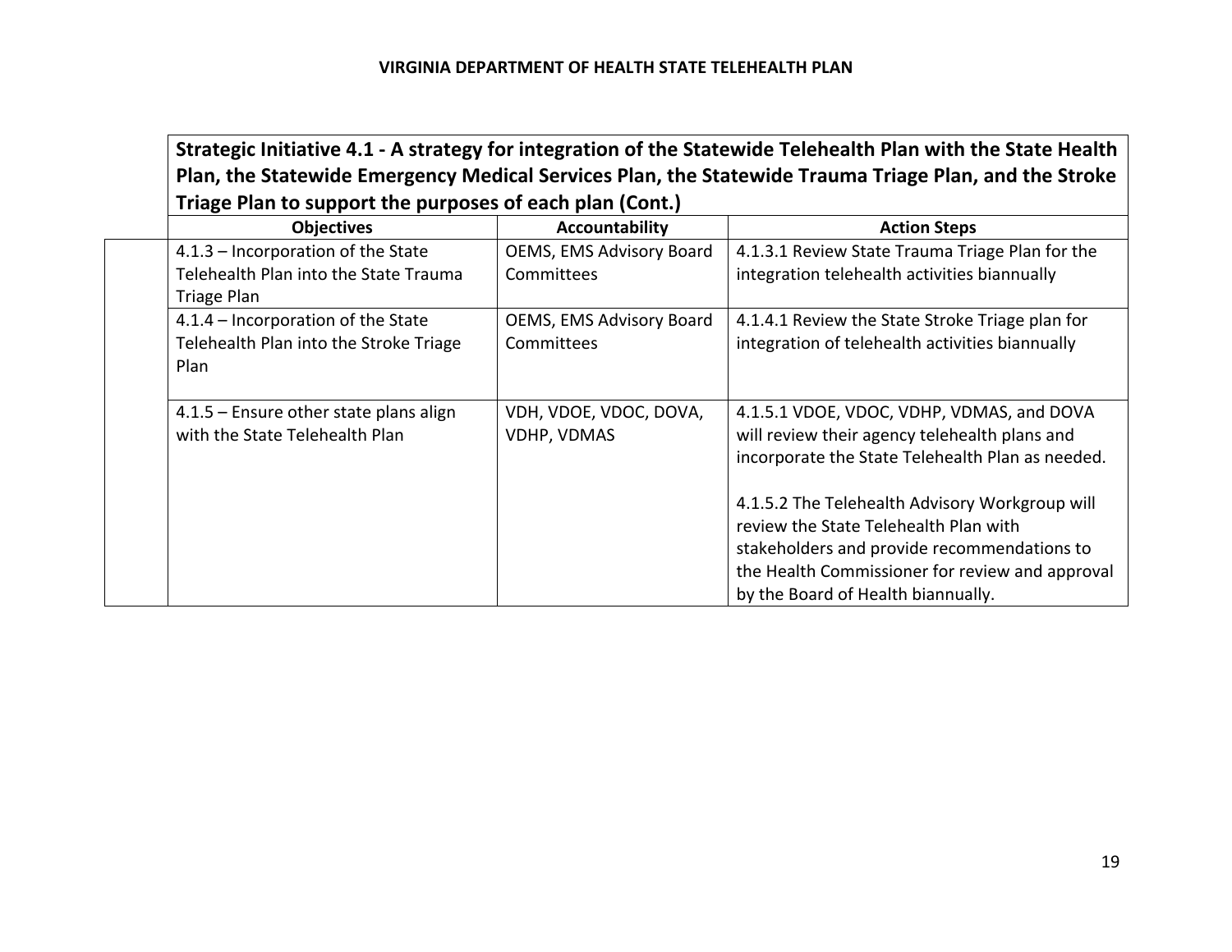| Strategic Initiative 4.1 - A strategy for integration of the Statewide Telehealth Plan with the State Health Plan, the Statewide Emergency Medical Services Plan, the Statewide Trauma Triage Plan, and the Stroke Triage Plan to support the purposes of each plan (Cont.) | | |
|---|---|---|
| **Objectives** | **Accountability** | **Action Steps** |
| 4.1.3 – Incorporation of the State Telehealth Plan into the State Trauma Triage Plan | OEMS, EMS Advisory Board Committees | 4.1.3.1 Review State Trauma Triage Plan for the integration telehealth activities biannually |
| 4.1.4 – Incorporation of the State Telehealth Plan into the Stroke Triage Plan | OEMS, EMS Advisory Board Committees | 4.1.4.1 Review the State Stroke Triage plan for integration of telehealth activities biannually |
| 4.1.5 – Ensure other state plans align with the State Telehealth Plan | VDH, VDOE, VDOC, DOVA, VDHP, VDMAS | 4.1.5.1 VDOE, VDOC, VDHP, VDMAS, and DOVA will review their agency telehealth plans and incorporate the State Telehealth Plan as needed.<br><br>4.1.5.2 The Telehealth Advisory Workgroup will review the State Telehealth Plan with stakeholders and provide recommendations to the Health Commissioner for review and approval by the Board of Health biannually. |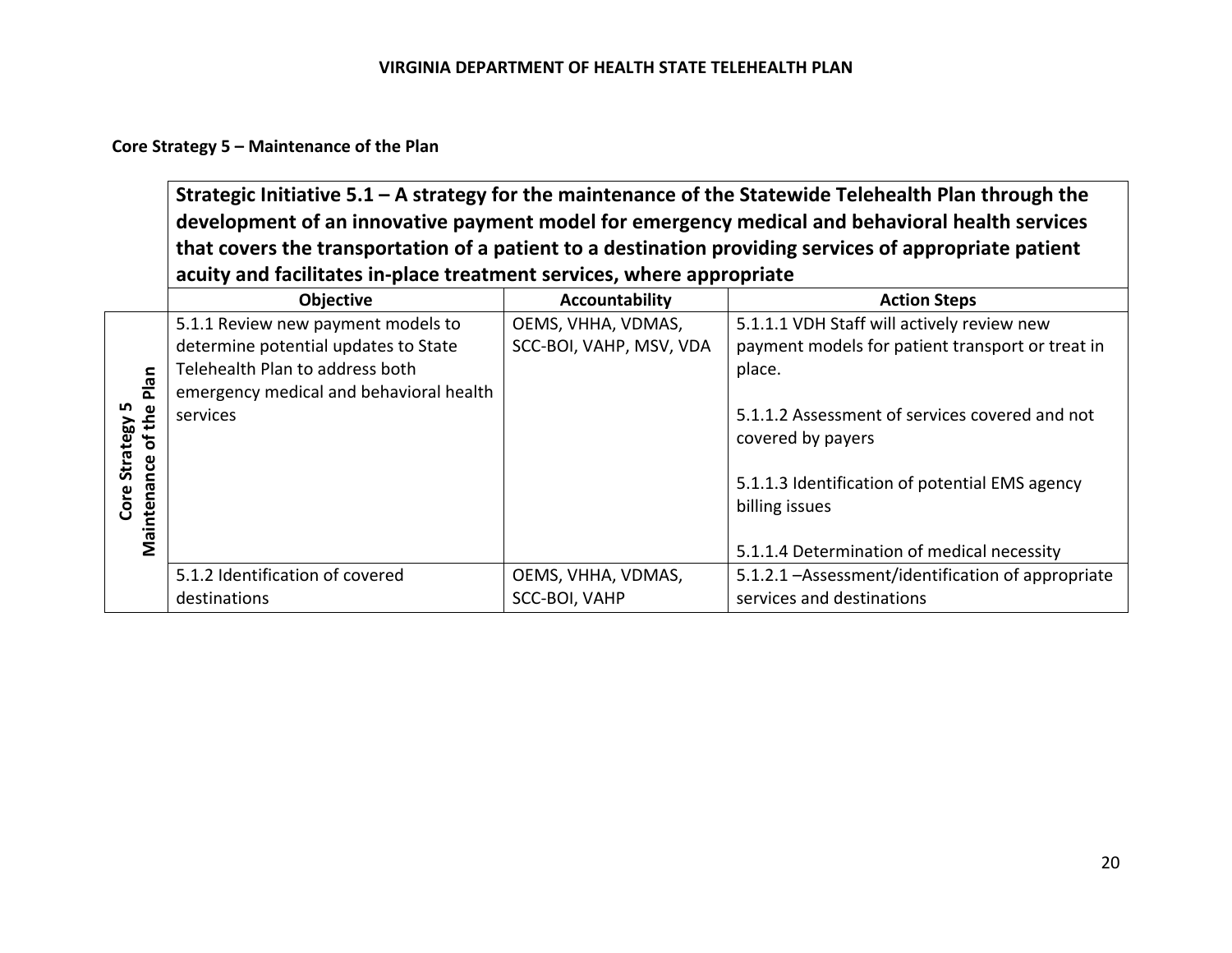**Core Strategy 5 – Maintenance of the Plan**

| | **Strategic Initiative 5.1 – A strategy for the maintenance of the Statewide Telehealth Plan through the development of an innovative payment model for emergency medical and behavioral health services that covers the transportation of a patient to a destination providing services of appropriate patient acuity and facilitates in-place treatment services, where appropriate** | | |
|---|---|---|---|
| | **Objective** | **Accountability** | **Action Steps** |
| **Core Strategy 5 Maintenance of the Plan** | 5.1.1 Review new payment models to determine potential updates to State Telehealth Plan to address both emergency medical and behavioral health services | OEMS, VHHA, VDMAS, SCC-BOI, VAHP, MSV, VDA | 5.1.1.1 VDH Staff will actively review new payment models for patient transport or treat in place.<br><br>5.1.1.2 Assessment of services covered and not covered by payers<br><br>5.1.1.3 Identification of potential EMS agency billing issues<br><br>5.1.1.4 Determination of medical necessity |
| | 5.1.2 Identification of covered destinations | OEMS, VHHA, VDMAS, SCC-BOI, VAHP | 5.1.2.1 –Assessment/identification of appropriate services and destinations |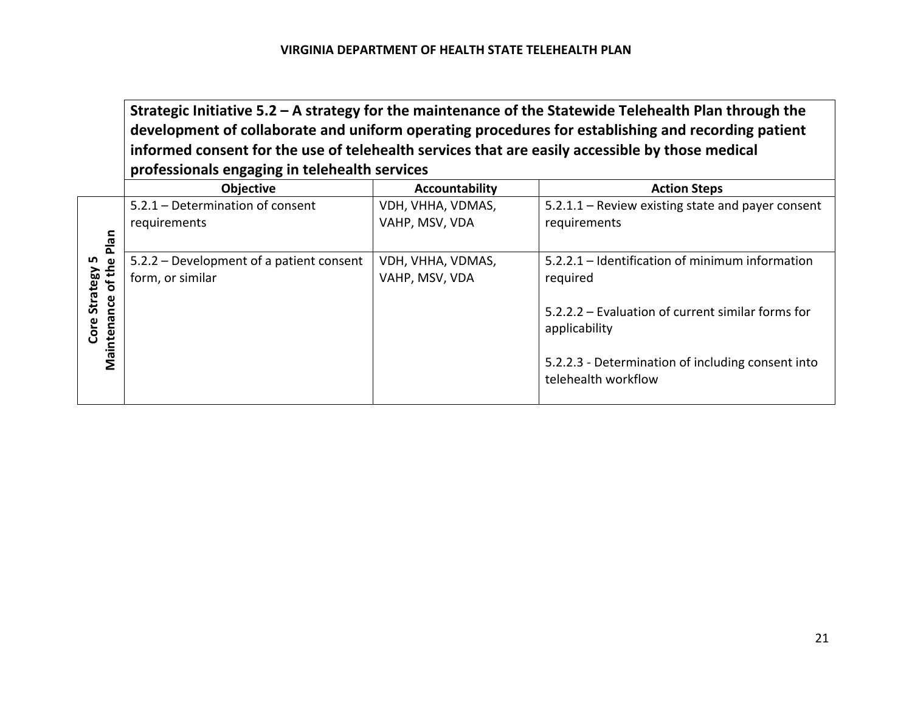| | **Strategic Initiative 5.2 – A strategy for the maintenance of the Statewide Telehealth Plan through the development of collaborate and uniform operating procedures for establishing and recording patient informed consent for the use of telehealth services that are easily accessible by those medical professionals engaging in telehealth services** | | |
|---|---|---|---|
| | **Objective** | **Accountability** | **Action Steps** |
| **Core Strategy 5 Maintenance of the Plan** | 5.2.1 – Determination of consent requirements | VDH, VHHA, VDMAS, VAHP, MSV, VDA | 5.2.1.1 – Review existing state and payer consent requirements |
| | 5.2.2 – Development of a patient consent form, or similar | VDH, VHHA, VDMAS, VAHP, MSV, VDA | 5.2.2.1 – Identification of minimum information required<br><br>5.2.2.2 – Evaluation of current similar forms for applicability<br><br>5.2.2.3 - Determination of including consent into telehealth workflow |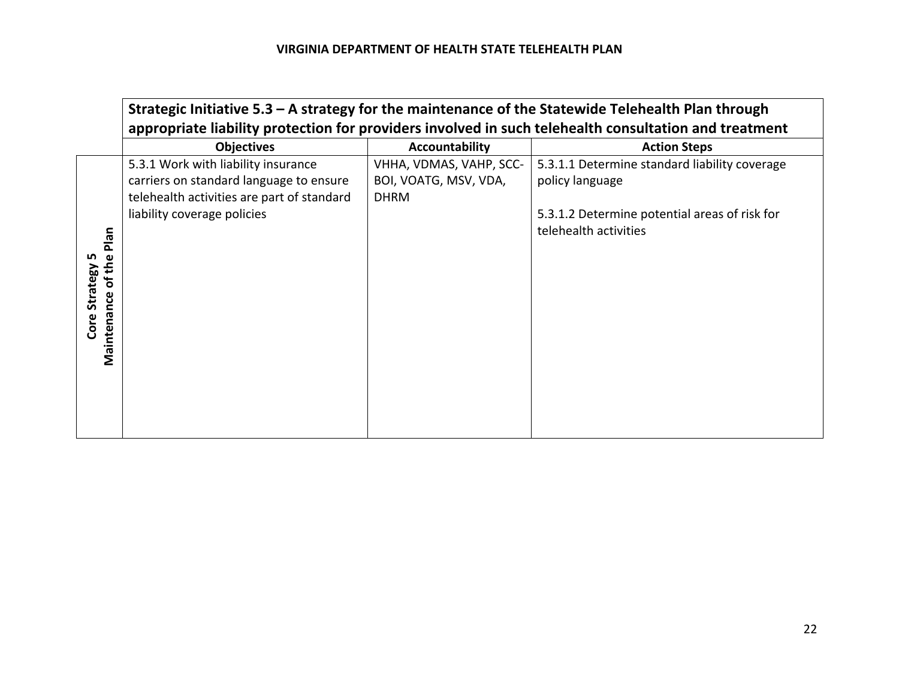| Core Strategy 5 Maintenance of the Plan | Strategic Initiative 5.3 – A strategy for the maintenance of the Statewide Telehealth Plan through appropriate liability protection for providers involved in such telehealth consultation and treatment | | |
|---|---|---|---|
| | **Objectives** | **Accountability** | **Action Steps** |
| | 5.3.1 Work with liability insurance carriers on standard language to ensure telehealth activities are part of standard liability coverage policies | VHHA, VDMAS, VAHP, SCC-BOI, VOATG, MSV, VDA, DHRM | 5.3.1.1 Determine standard liability coverage policy language<br><br>5.3.1.2 Determine potential areas of risk for telehealth activities |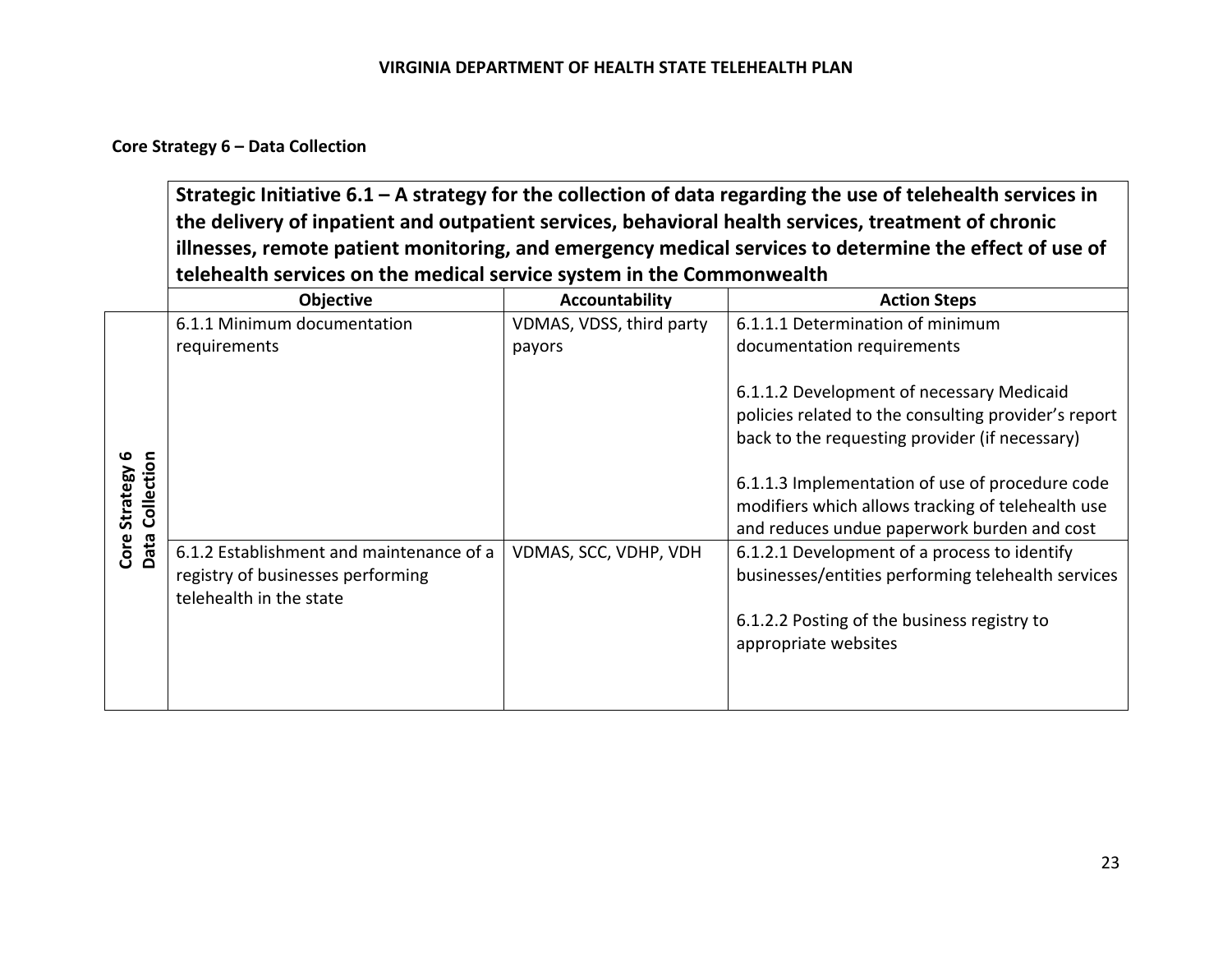**Core Strategy 6 – Data Collection**

| | Strategic Initiative 6.1 – A strategy for the collection of data regarding the use of telehealth services in the delivery of inpatient and outpatient services, behavioral health services, treatment of chronic illnesses, remote patient monitoring, and emergency medical services to determine the effect of use of telehealth services on the medical service system in the Commonwealth | | |
|---|---|---|---|
| | **Objective** | **Accountability** | **Action Steps** |
| Core Strategy 6 Data Collection | 6.1.1 Minimum documentation requirements | VDMAS, VDSS, third party payors | 6.1.1.1 Determination of minimum documentation requirements<br><br>6.1.1.2 Development of necessary Medicaid policies related to the consulting provider's report back to the requesting provider (if necessary)<br><br>6.1.1.3 Implementation of use of procedure code modifiers which allows tracking of telehealth use and reduces undue paperwork burden and cost |
| | 6.1.2 Establishment and maintenance of a registry of businesses performing telehealth in the state | VDMAS, SCC, VDHP, VDH | 6.1.2.1 Development of a process to identify businesses/entities performing telehealth services<br><br>6.1.2.2 Posting of the business registry to appropriate websites |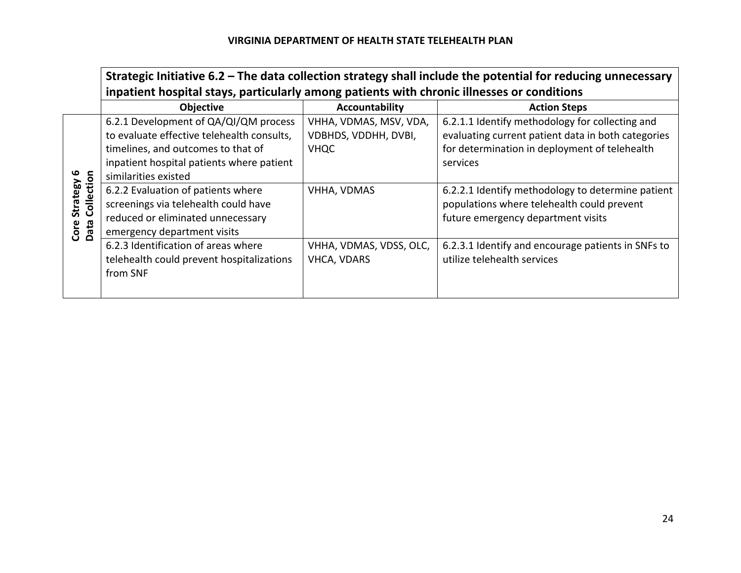| | Strategic Initiative 6.2 – The data collection strategy shall include the potential for reducing unnecessary inpatient hospital stays, particularly among patients with chronic illnesses or conditions | | |
|---|---|---|---|
| | **Objective** | **Accountability** | **Action Steps** |
| **Core Strategy 6 Data Collection** | 6.2.1 Development of QA/QI/QM process to evaluate effective telehealth consults, timelines, and outcomes to that of inpatient hospital patients where patient similarities existed | VHHA, VDMAS, MSV, VDA, VDBHDS, VDDHH, DVBI, VHQC | 6.2.1.1 Identify methodology for collecting and evaluating current patient data in both categories for determination in deployment of telehealth services |
| | 6.2.2 Evaluation of patients where screenings via telehealth could have reduced or eliminated unnecessary emergency department visits | VHHA, VDMAS | 6.2.2.1 Identify methodology to determine patient populations where telehealth could prevent future emergency department visits |
| | 6.2.3 Identification of areas where telehealth could prevent hospitalizations from SNF | VHHA, VDMAS, VDSS, OLC, VHCA, VDARS | 6.2.3.1 Identify and encourage patients in SNFs to utilize telehealth services |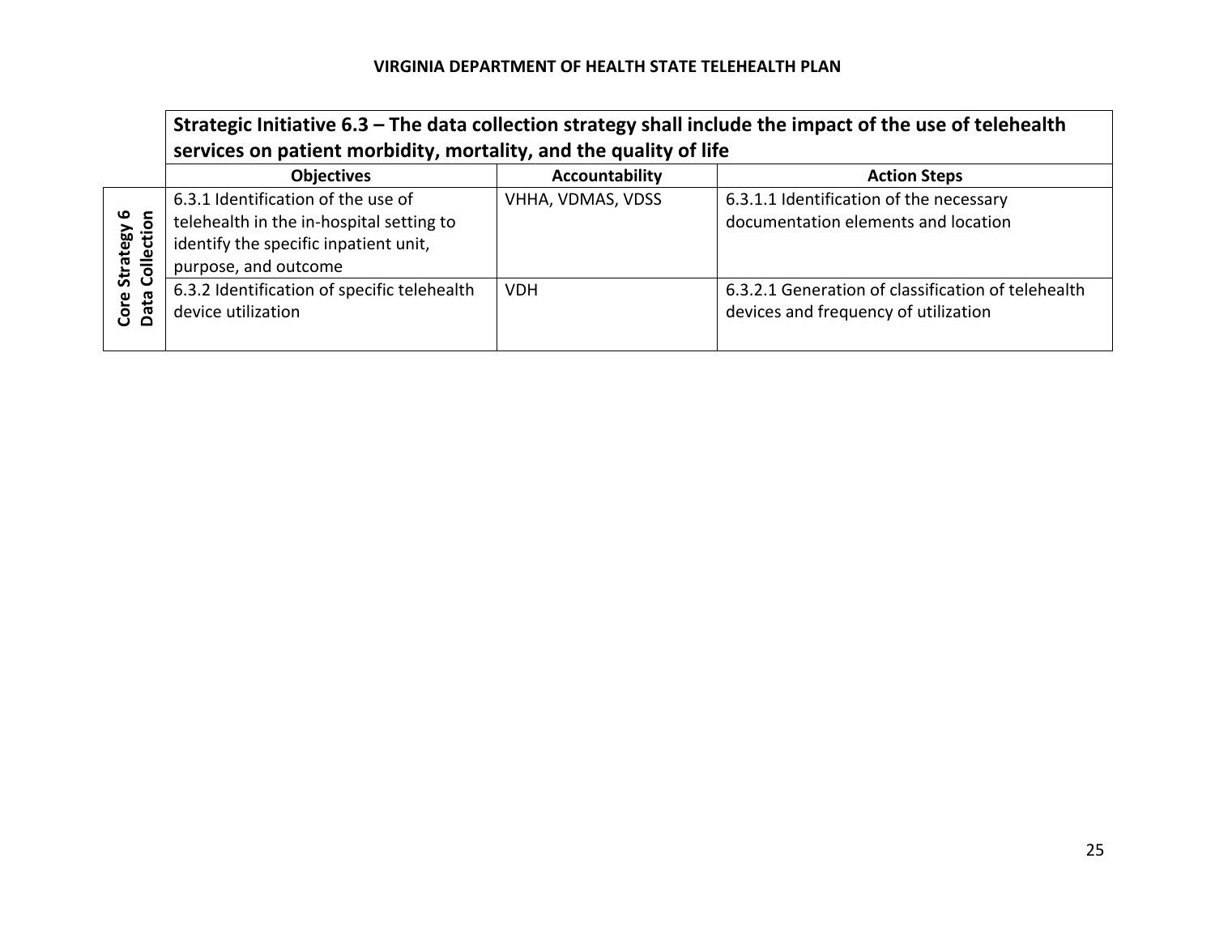| | Strategic Initiative 6.3 – The data collection strategy shall include the impact of the use of telehealth services on patient morbidity, mortality, and the quality of life | | |
|---|---|---|---|
| | **Objectives** | **Accountability** | **Action Steps** |
| **Core Strategy 6 Data Collection** | 6.3.1 Identification of the use of telehealth in the in-hospital setting to identify the specific inpatient unit, purpose, and outcome | VHHA, VDMAS, VDSS | 6.3.1.1 Identification of the necessary documentation elements and location |
| | 6.3.2 Identification of specific telehealth device utilization | VDH | 6.3.2.1 Generation of classification of telehealth devices and frequency of utilization |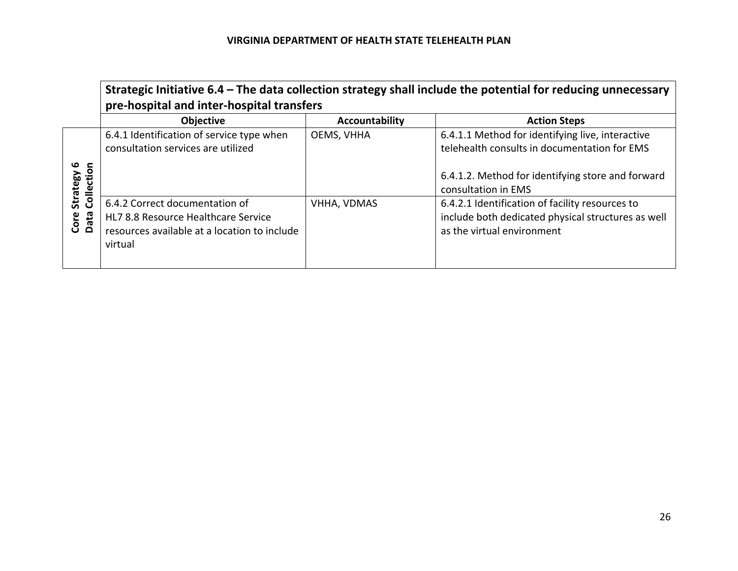| | Strategic Initiative 6.4 – The data collection strategy shall include the potential for reducing unnecessary pre-hospital and inter-hospital transfers | | |
|---|---|---|---|
| | **Objective** | **Accountability** | **Action Steps** |
| **Core Strategy 6 Data Collection** | 6.4.1 Identification of service type when consultation services are utilized | OEMS, VHHA | 6.4.1.1 Method for identifying live, interactive telehealth consults in documentation for EMS<br><br>6.4.1.2. Method for identifying store and forward consultation in EMS |
| | 6.4.2 Correct documentation of HL7 8.8 Resource Healthcare Service resources available at a location to include virtual | VHHA, VDMAS | 6.4.2.1 Identification of facility resources to include both dedicated physical structures as well as the virtual environment |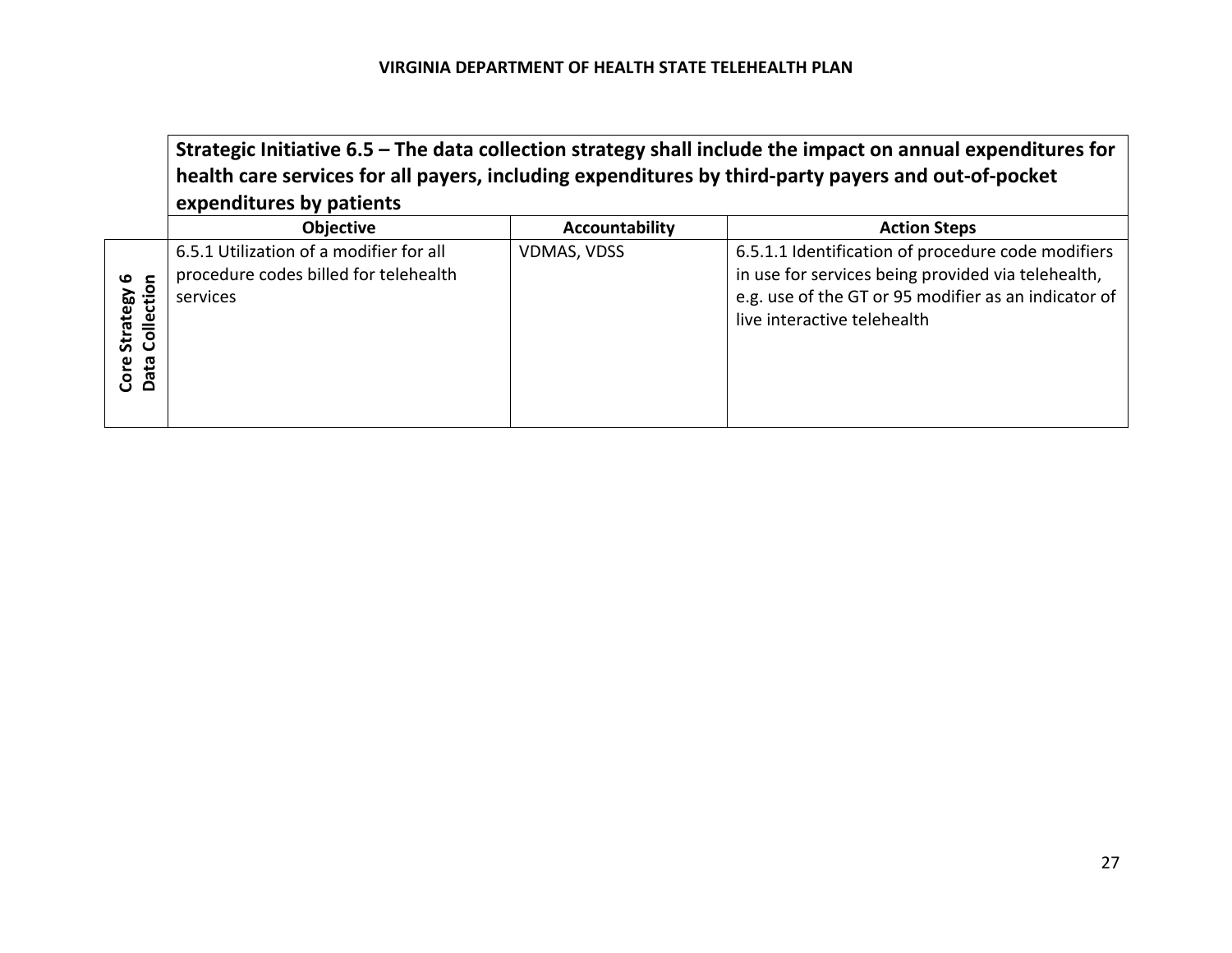| | Strategic Initiative 6.5 – The data collection strategy shall include the impact on annual expenditures for health care services for all payers, including expenditures by third-party payers and out-of-pocket expenditures by patients | | |
|---|---|---|---|
| | **Objective** | **Accountability** | **Action Steps** |
| **Core Strategy 6 Data Collection** | 6.5.1 Utilization of a modifier for all procedure codes billed for telehealth services | VDMAS, VDSS | 6.5.1.1 Identification of procedure code modifiers in use for services being provided via telehealth, e.g. use of the GT or 95 modifier as an indicator of live interactive telehealth |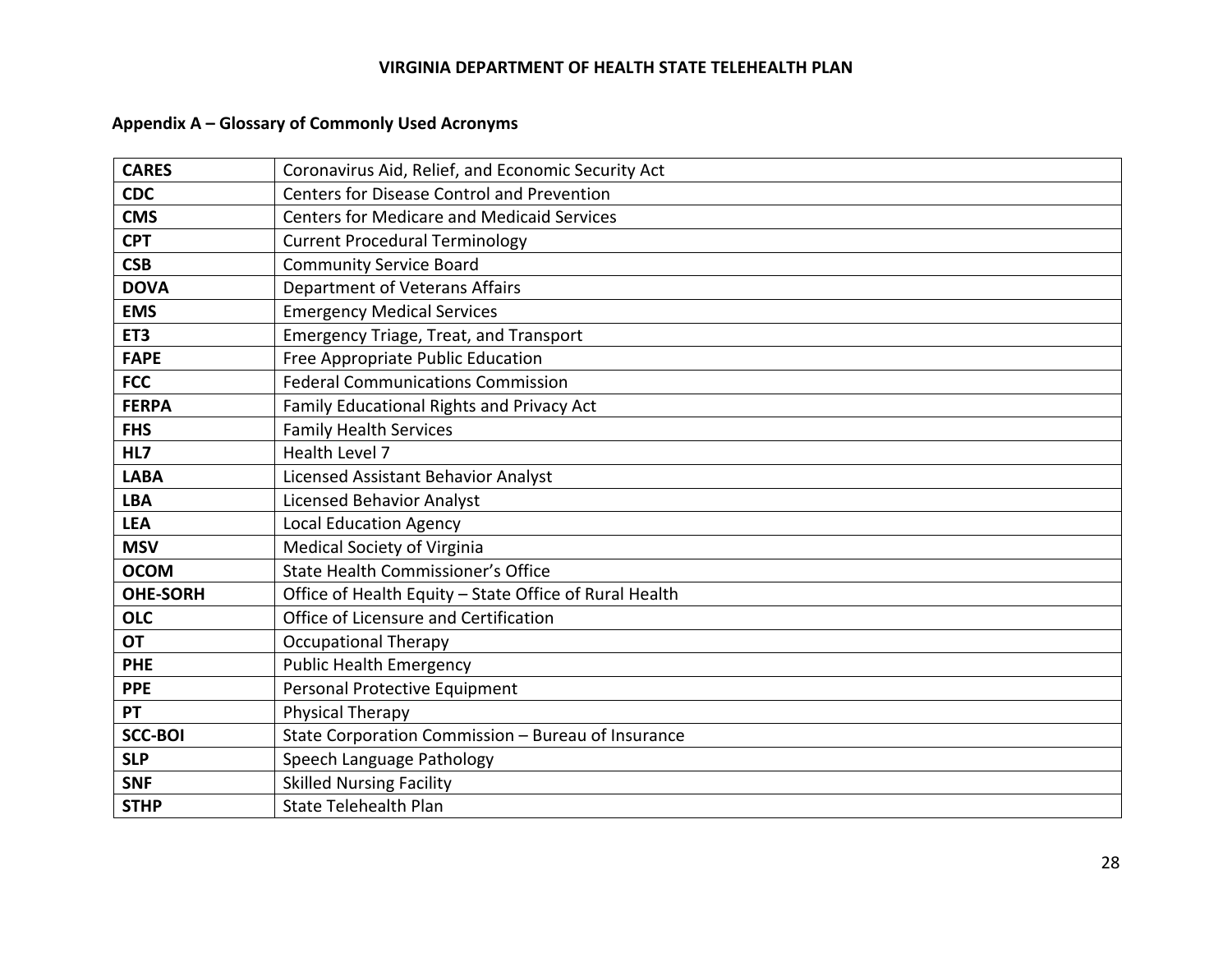## Appendix A – Glossary of Commonly Used Acronyms

| | |
|---|---|
| **CARES** | Coronavirus Aid, Relief, and Economic Security Act |
| **CDC** | Centers for Disease Control and Prevention |
| **CMS** | Centers for Medicare and Medicaid Services |
| **CPT** | Current Procedural Terminology |
| **CSB** | Community Service Board |
| **DOVA** | Department of Veterans Affairs |
| **EMS** | Emergency Medical Services |
| **ET3** | Emergency Triage, Treat, and Transport |
| **FAPE** | Free Appropriate Public Education |
| **FCC** | Federal Communications Commission |
| **FERPA** | Family Educational Rights and Privacy Act |
| **FHS** | Family Health Services |
| **HL7** | Health Level 7 |
| **LABA** | Licensed Assistant Behavior Analyst |
| **LBA** | Licensed Behavior Analyst |
| **LEA** | Local Education Agency |
| **MSV** | Medical Society of Virginia |
| **OCOM** | State Health Commissioner's Office |
| **OHE-SORH** | Office of Health Equity – State Office of Rural Health |
| **OLC** | Office of Licensure and Certification |
| **OT** | Occupational Therapy |
| **PHE** | Public Health Emergency |
| **PPE** | Personal Protective Equipment |
| **PT** | Physical Therapy |
| **SCC-BOI** | State Corporation Commission – Bureau of Insurance |
| **SLP** | Speech Language Pathology |
| **SNF** | Skilled Nursing Facility |
| **STHP** | State Telehealth Plan |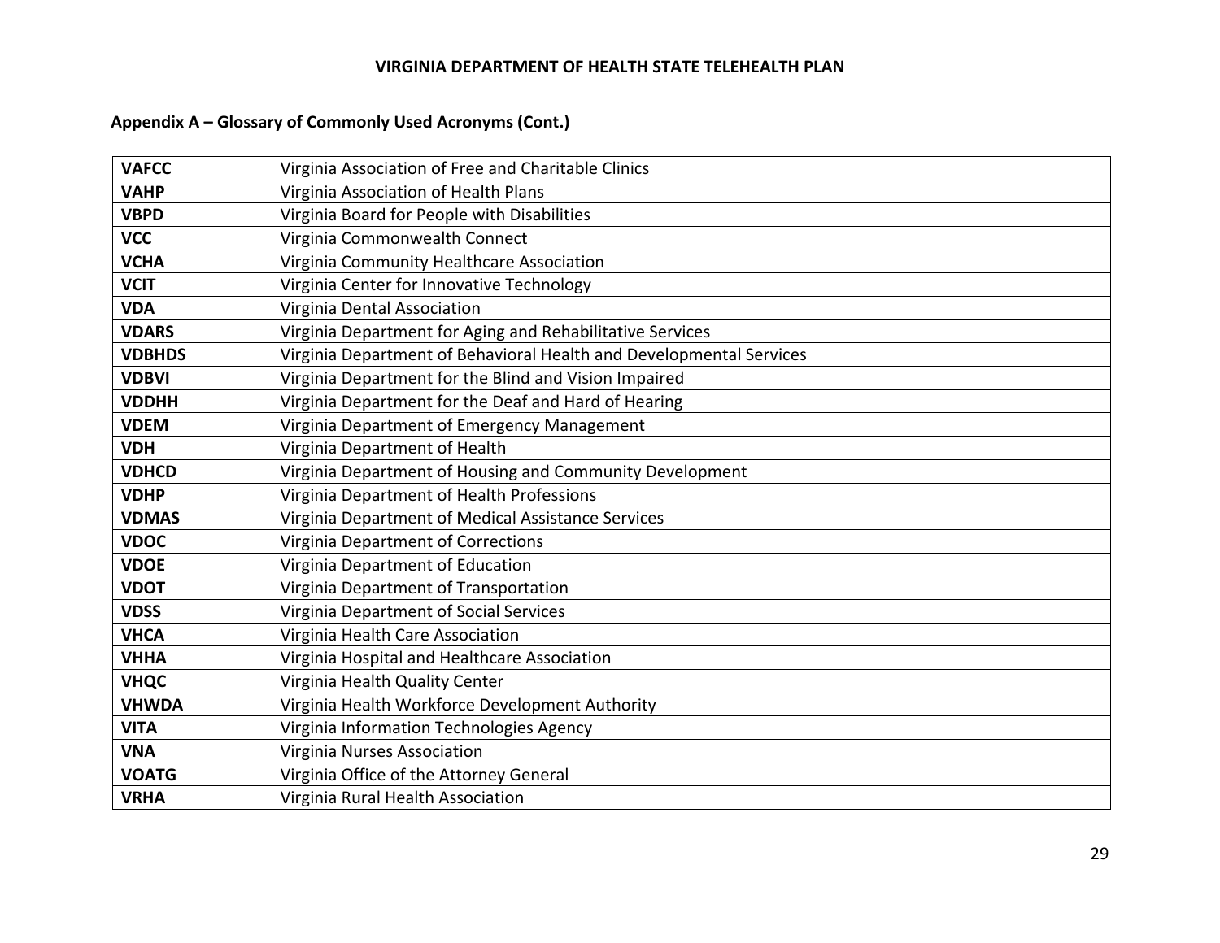## Appendix A – Glossary of Commonly Used Acronyms (Cont.)

| | |
|---|---|
| **VAFCC** | Virginia Association of Free and Charitable Clinics |
| **VAHP** | Virginia Association of Health Plans |
| **VBPD** | Virginia Board for People with Disabilities |
| **VCC** | Virginia Commonwealth Connect |
| **VCHA** | Virginia Community Healthcare Association |
| **VCIT** | Virginia Center for Innovative Technology |
| **VDA** | Virginia Dental Association |
| **VDARS** | Virginia Department for Aging and Rehabilitative Services |
| **VDBHDS** | Virginia Department of Behavioral Health and Developmental Services |
| **VDBVI** | Virginia Department for the Blind and Vision Impaired |
| **VDDHH** | Virginia Department for the Deaf and Hard of Hearing |
| **VDEM** | Virginia Department of Emergency Management |
| **VDH** | Virginia Department of Health |
| **VDHCD** | Virginia Department of Housing and Community Development |
| **VDHP** | Virginia Department of Health Professions |
| **VDMAS** | Virginia Department of Medical Assistance Services |
| **VDOC** | Virginia Department of Corrections |
| **VDOE** | Virginia Department of Education |
| **VDOT** | Virginia Department of Transportation |
| **VDSS** | Virginia Department of Social Services |
| **VHCA** | Virginia Health Care Association |
| **VHHA** | Virginia Hospital and Healthcare Association |
| **VHQC** | Virginia Health Quality Center |
| **VHWDA** | Virginia Health Workforce Development Authority |
| **VITA** | Virginia Information Technologies Agency |
| **VNA** | Virginia Nurses Association |
| **VOATG** | Virginia Office of the Attorney General |
| **VRHA** | Virginia Rural Health Association |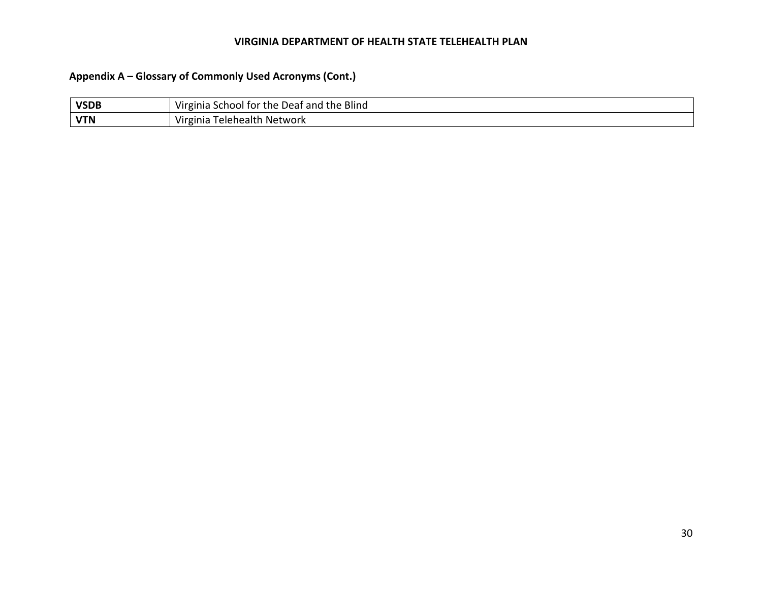## Appendix A – Glossary of Commonly Used Acronyms (Cont.)

| | |
|---|---|
| **VSDB** | Virginia School for the Deaf and the Blind |
| **VTN** | Virginia Telehealth Network |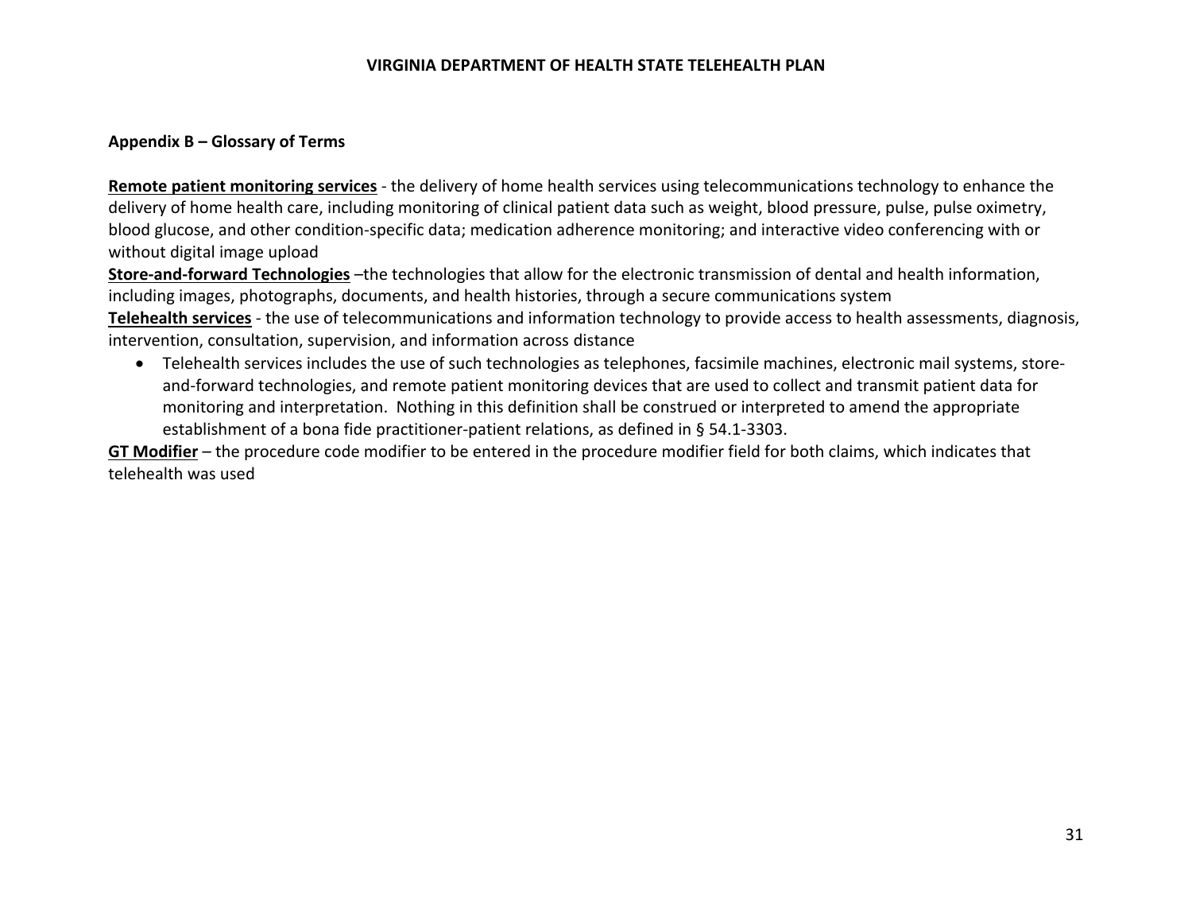### Appendix B – Glossary of Terms

**Remote patient monitoring services** - the delivery of home health services using telecommunications technology to enhance the delivery of home health care, including monitoring of clinical patient data such as weight, blood pressure, pulse, pulse oximetry, blood glucose, and other condition-specific data; medication adherence monitoring; and interactive video conferencing with or without digital image upload

**Store-and-forward Technologies** –the technologies that allow for the electronic transmission of dental and health information, including images, photographs, documents, and health histories, through a secure communications system

**Telehealth services** - the use of telecommunications and information technology to provide access to health assessments, diagnosis, intervention, consultation, supervision, and information across distance

- Telehealth services includes the use of such technologies as telephones, facsimile machines, electronic mail systems, store-and-forward technologies, and remote patient monitoring devices that are used to collect and transmit patient data for monitoring and interpretation. Nothing in this definition shall be construed or interpreted to amend the appropriate establishment of a bona fide practitioner-patient relations, as defined in § 54.1-3303.

**GT Modifier** – the procedure code modifier to be entered in the procedure modifier field for both claims, which indicates that telehealth was used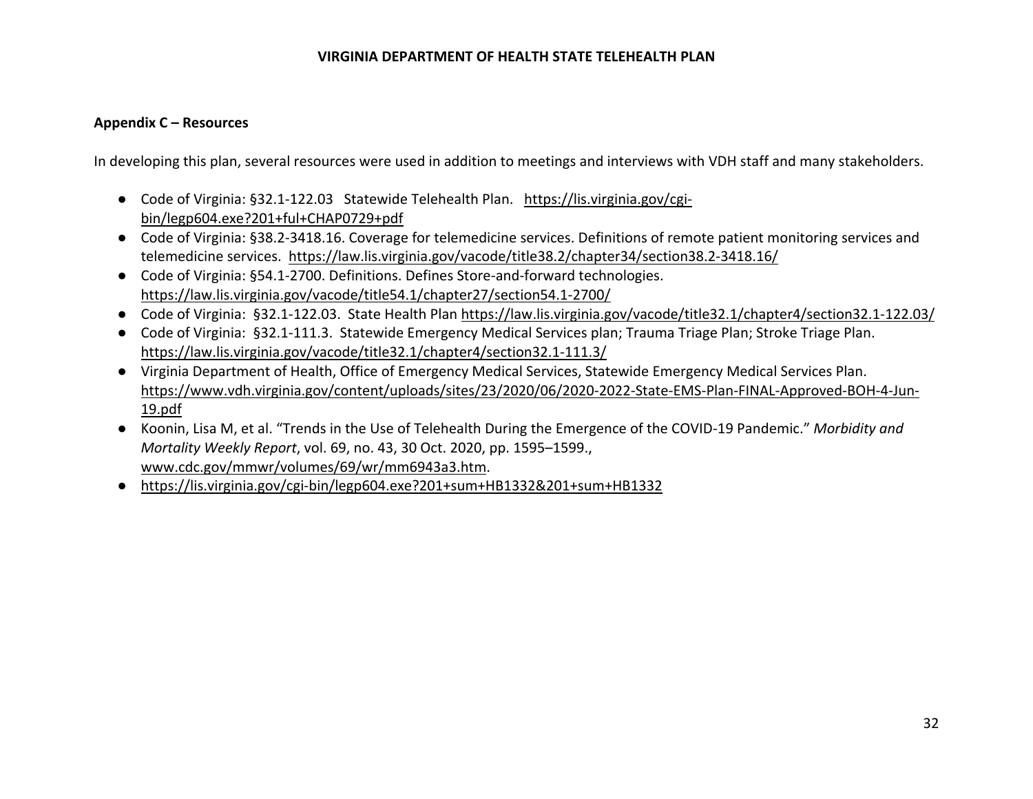## Appendix C – Resources

In developing this plan, several resources were used in addition to meetings and interviews with VDH staff and many stakeholders.

- Code of Virginia: §32.1-122.03 Statewide Telehealth Plan. https://lis.virginia.gov/cgi-bin/legp604.exe?201+ful+CHAP0729+pdf
- Code of Virginia: §38.2-3418.16. Coverage for telemedicine services. Definitions of remote patient monitoring services and telemedicine services. https://law.lis.virginia.gov/vacode/title38.2/chapter34/section38.2-3418.16/
- Code of Virginia: §54.1-2700. Definitions. Defines Store-and-forward technologies. https://law.lis.virginia.gov/vacode/title54.1/chapter27/section54.1-2700/
- Code of Virginia: §32.1-122.03. State Health Plan https://law.lis.virginia.gov/vacode/title32.1/chapter4/section32.1-122.03/
- Code of Virginia: §32.1-111.3. Statewide Emergency Medical Services plan; Trauma Triage Plan; Stroke Triage Plan. https://law.lis.virginia.gov/vacode/title32.1/chapter4/section32.1-111.3/
- Virginia Department of Health, Office of Emergency Medical Services, Statewide Emergency Medical Services Plan. https://www.vdh.virginia.gov/content/uploads/sites/23/2020/06/2020-2022-State-EMS-Plan-FINAL-Approved-BOH-4-Jun-19.pdf
- Koonin, Lisa M, et al. "Trends in the Use of Telehealth During the Emergence of the COVID-19 Pandemic." *Morbidity and Mortality Weekly Report*, vol. 69, no. 43, 30 Oct. 2020, pp. 1595–1599., www.cdc.gov/mmwr/volumes/69/wr/mm6943a3.htm.
- https://lis.virginia.gov/cgi-bin/legp604.exe?201+sum+HB1332&201+sum+HB1332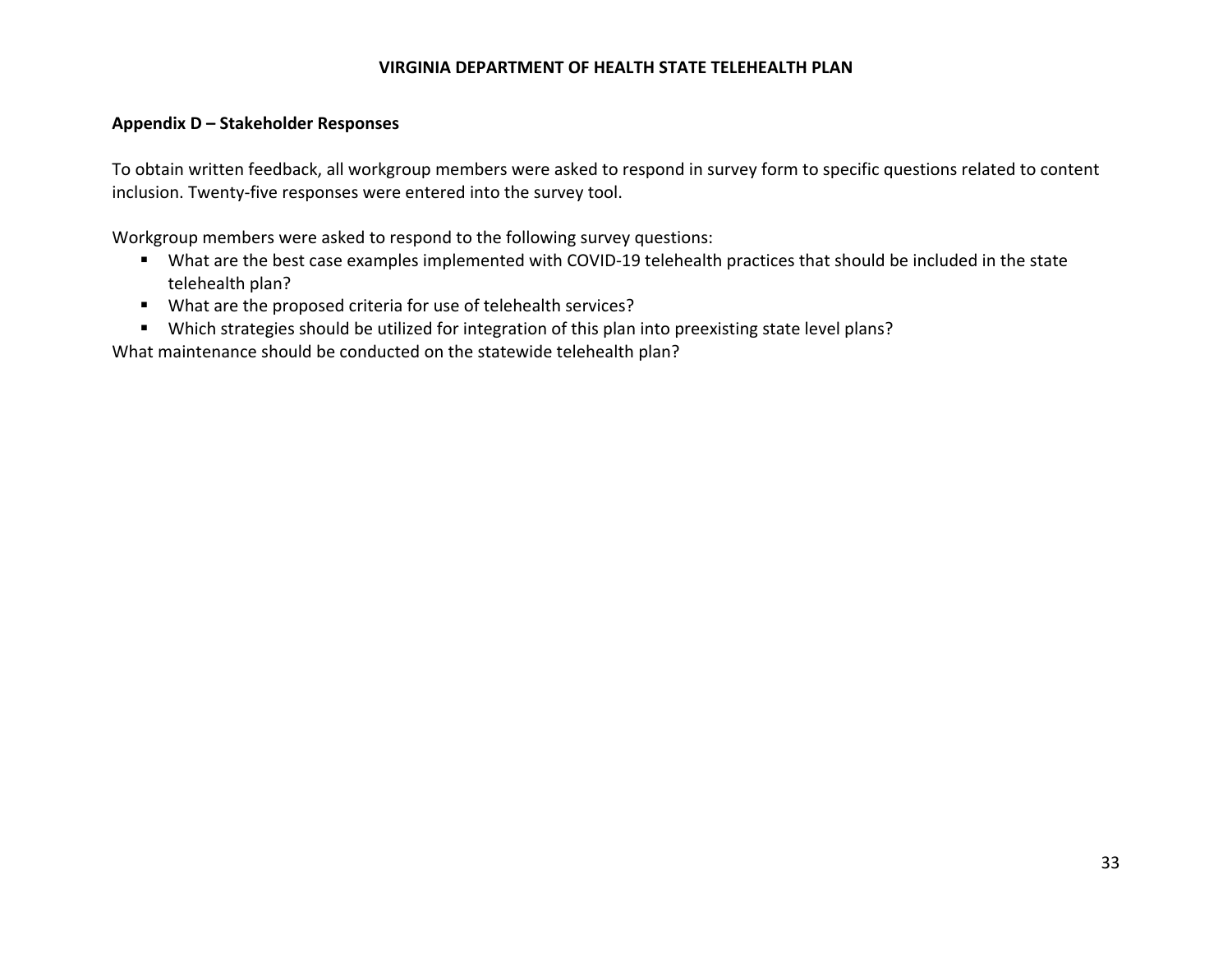## Appendix D – Stakeholder Responses

To obtain written feedback, all workgroup members were asked to respond in survey form to specific questions related to content inclusion. Twenty-five responses were entered into the survey tool.

Workgroup members were asked to respond to the following survey questions:

- What are the best case examples implemented with COVID-19 telehealth practices that should be included in the state telehealth plan?
- What are the proposed criteria for use of telehealth services?
- Which strategies should be utilized for integration of this plan into preexisting state level plans?

What maintenance should be conducted on the statewide telehealth plan?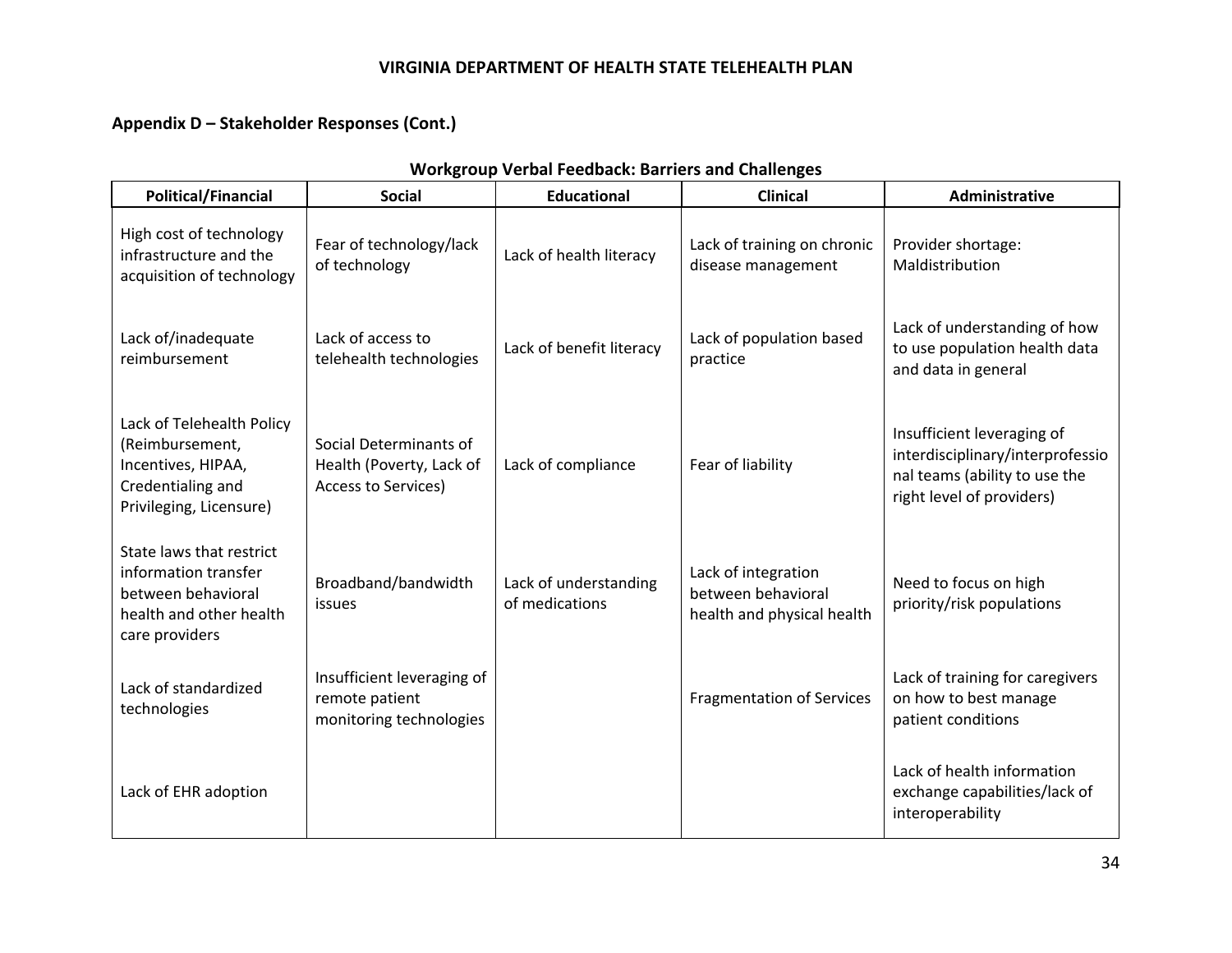## Appendix D – Stakeholder Responses (Cont.)

**Workgroup Verbal Feedback: Barriers and Challenges**

| Political/Financial | Social | Educational | Clinical | Administrative |
|---|---|---|---|---|
| High cost of technology infrastructure and the acquisition of technology | Fear of technology/lack of technology | Lack of health literacy | Lack of training on chronic disease management | Provider shortage: Maldistribution |
| Lack of/inadequate reimbursement | Lack of access to telehealth technologies | Lack of benefit literacy | Lack of population based practice | Lack of understanding of how to use population health data and data in general |
| Lack of Telehealth Policy (Reimbursement, Incentives, HIPAA, Credentialing and Privileging, Licensure) | Social Determinants of Health (Poverty, Lack of Access to Services) | Lack of compliance | Fear of liability | Insufficient leveraging of interdisciplinary/interprofessional teams (ability to use the right level of providers) |
| State laws that restrict information transfer between behavioral health and other health care providers | Broadband/bandwidth issues | Lack of understanding of medications | Lack of integration between behavioral health and physical health | Need to focus on high priority/risk populations |
| Lack of standardized technologies | Insufficient leveraging of remote patient monitoring technologies | | Fragmentation of Services | Lack of training for caregivers on how to best manage patient conditions |
| Lack of EHR adoption | | | | Lack of health information exchange capabilities/lack of interoperability |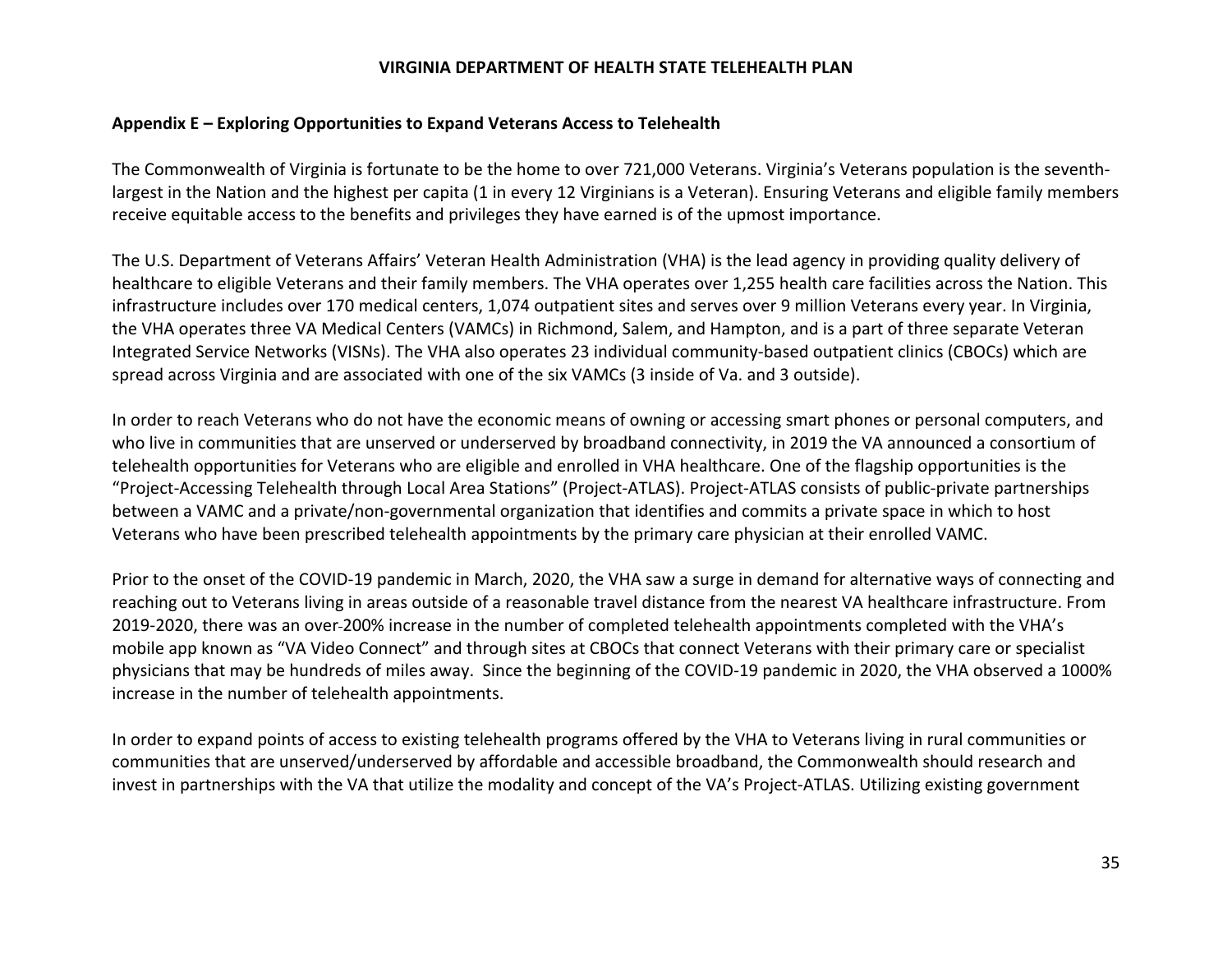**Appendix E – Exploring Opportunities to Expand Veterans Access to Telehealth**

The Commonwealth of Virginia is fortunate to be the home to over 721,000 Veterans. Virginia's Veterans population is the seventh-largest in the Nation and the highest per capita (1 in every 12 Virginians is a Veteran). Ensuring Veterans and eligible family members receive equitable access to the benefits and privileges they have earned is of the upmost importance.

The U.S. Department of Veterans Affairs' Veteran Health Administration (VHA) is the lead agency in providing quality delivery of healthcare to eligible Veterans and their family members. The VHA operates over 1,255 health care facilities across the Nation. This infrastructure includes over 170 medical centers, 1,074 outpatient sites and serves over 9 million Veterans every year. In Virginia, the VHA operates three VA Medical Centers (VAMCs) in Richmond, Salem, and Hampton, and is a part of three separate Veteran Integrated Service Networks (VISNs). The VHA also operates 23 individual community-based outpatient clinics (CBOCs) which are spread across Virginia and are associated with one of the six VAMCs (3 inside of Va. and 3 outside).

In order to reach Veterans who do not have the economic means of owning or accessing smart phones or personal computers, and who live in communities that are unserved or underserved by broadband connectivity, in 2019 the VA announced a consortium of telehealth opportunities for Veterans who are eligible and enrolled in VHA healthcare. One of the flagship opportunities is the "Project-Accessing Telehealth through Local Area Stations" (Project-ATLAS). Project-ATLAS consists of public-private partnerships between a VAMC and a private/non-governmental organization that identifies and commits a private space in which to host Veterans who have been prescribed telehealth appointments by the primary care physician at their enrolled VAMC.

Prior to the onset of the COVID-19 pandemic in March, 2020, the VHA saw a surge in demand for alternative ways of connecting and reaching out to Veterans living in areas outside of a reasonable travel distance from the nearest VA healthcare infrastructure. From 2019-2020, there was an over-200% increase in the number of completed telehealth appointments completed with the VHA's mobile app known as "VA Video Connect" and through sites at CBOCs that connect Veterans with their primary care or specialist physicians that may be hundreds of miles away. Since the beginning of the COVID-19 pandemic in 2020, the VHA observed a 1000% increase in the number of telehealth appointments.

In order to expand points of access to existing telehealth programs offered by the VHA to Veterans living in rural communities or communities that are unserved/underserved by affordable and accessible broadband, the Commonwealth should research and invest in partnerships with the VA that utilize the modality and concept of the VA's Project-ATLAS. Utilizing existing government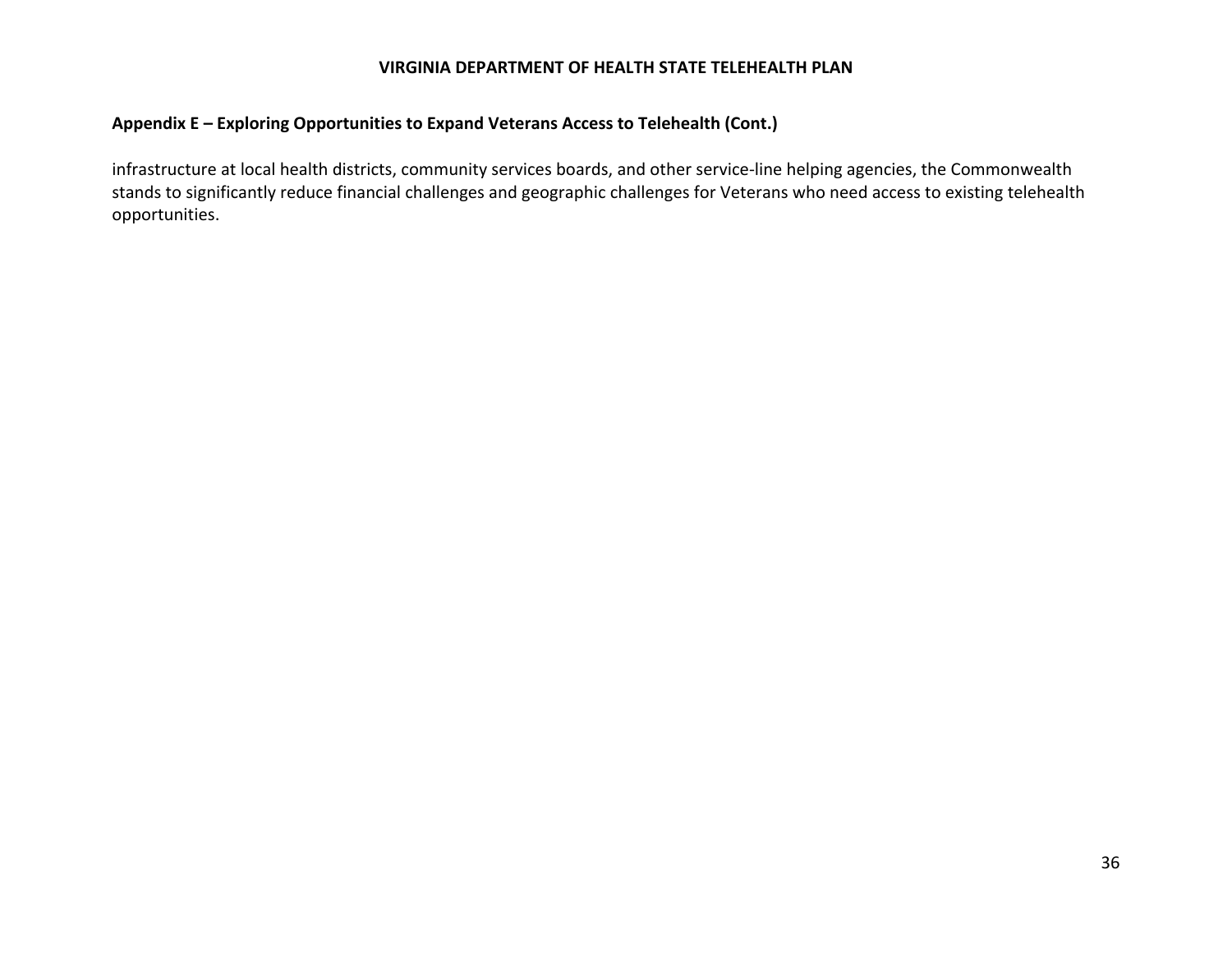## Appendix E – Exploring Opportunities to Expand Veterans Access to Telehealth (Cont.)

infrastructure at local health districts, community services boards, and other service-line helping agencies, the Commonwealth stands to significantly reduce financial challenges and geographic challenges for Veterans who need access to existing telehealth opportunities.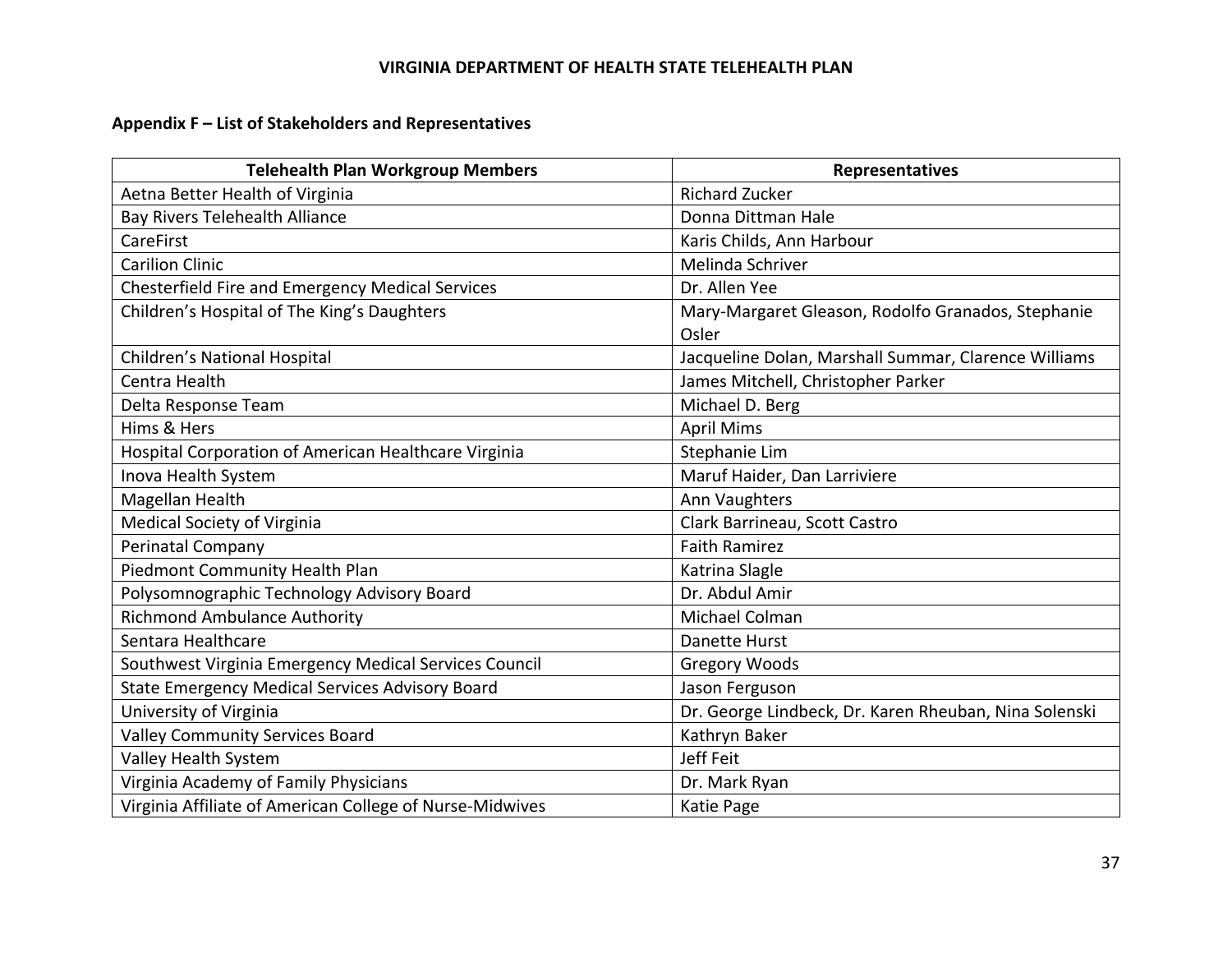**Appendix F – List of Stakeholders and Representatives**

| Telehealth Plan Workgroup Members | Representatives |
|---|---|
| Aetna Better Health of Virginia | Richard Zucker |
| Bay Rivers Telehealth Alliance | Donna Dittman Hale |
| CareFirst | Karis Childs, Ann Harbour |
| Carilion Clinic | Melinda Schriver |
| Chesterfield Fire and Emergency Medical Services | Dr. Allen Yee |
| Children's Hospital of The King's Daughters | Mary-Margaret Gleason, Rodolfo Granados, Stephanie Osler |
| Children's National Hospital | Jacqueline Dolan, Marshall Summar, Clarence Williams |
| Centra Health | James Mitchell, Christopher Parker |
| Delta Response Team | Michael D. Berg |
| Hims & Hers | April Mims |
| Hospital Corporation of American Healthcare Virginia | Stephanie Lim |
| Inova Health System | Maruf Haider, Dan Larriviere |
| Magellan Health | Ann Vaughters |
| Medical Society of Virginia | Clark Barrineau, Scott Castro |
| Perinatal Company | Faith Ramirez |
| Piedmont Community Health Plan | Katrina Slagle |
| Polysomnographic Technology Advisory Board | Dr. Abdul Amir |
| Richmond Ambulance Authority | Michael Colman |
| Sentara Healthcare | Danette Hurst |
| Southwest Virginia Emergency Medical Services Council | Gregory Woods |
| State Emergency Medical Services Advisory Board | Jason Ferguson |
| University of Virginia | Dr. George Lindbeck, Dr. Karen Rheuban, Nina Solenski |
| Valley Community Services Board | Kathryn Baker |
| Valley Health System | Jeff Feit |
| Virginia Academy of Family Physicians | Dr. Mark Ryan |
| Virginia Affiliate of American College of Nurse-Midwives | Katie Page |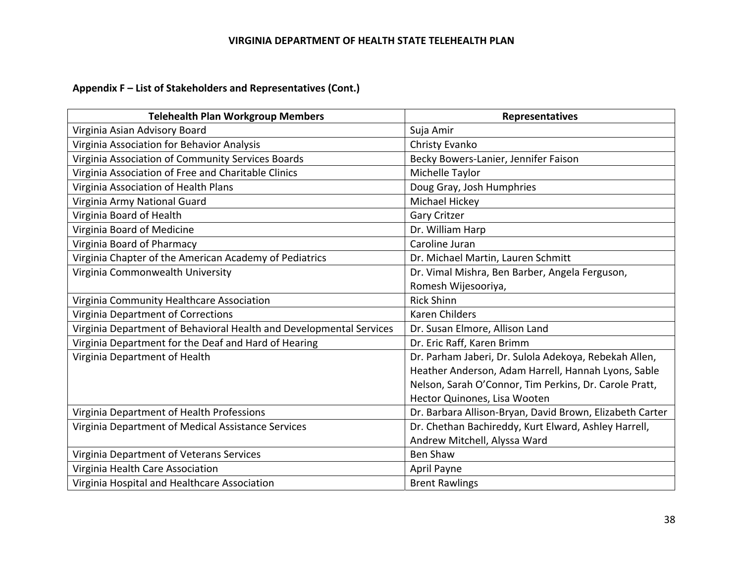## Appendix F – List of Stakeholders and Representatives (Cont.)

| Telehealth Plan Workgroup Members | Representatives |
|---|---|
| Virginia Asian Advisory Board | Suja Amir |
| Virginia Association for Behavior Analysis | Christy Evanko |
| Virginia Association of Community Services Boards | Becky Bowers-Lanier, Jennifer Faison |
| Virginia Association of Free and Charitable Clinics | Michelle Taylor |
| Virginia Association of Health Plans | Doug Gray, Josh Humphries |
| Virginia Army National Guard | Michael Hickey |
| Virginia Board of Health | Gary Critzer |
| Virginia Board of Medicine | Dr. William Harp |
| Virginia Board of Pharmacy | Caroline Juran |
| Virginia Chapter of the American Academy of Pediatrics | Dr. Michael Martin, Lauren Schmitt |
| Virginia Commonwealth University | Dr. Vimal Mishra, Ben Barber, Angela Ferguson, Romesh Wijesooriya, |
| Virginia Community Healthcare Association | Rick Shinn |
| Virginia Department of Corrections | Karen Childers |
| Virginia Department of Behavioral Health and Developmental Services | Dr. Susan Elmore, Allison Land |
| Virginia Department for the Deaf and Hard of Hearing | Dr. Eric Raff, Karen Brimm |
| Virginia Department of Health | Dr. Parham Jaberi, Dr. Sulola Adekoya, Rebekah Allen, Heather Anderson, Adam Harrell, Hannah Lyons, Sable Nelson, Sarah O'Connor, Tim Perkins, Dr. Carole Pratt, Hector Quinones, Lisa Wooten |
| Virginia Department of Health Professions | Dr. Barbara Allison-Bryan, David Brown, Elizabeth Carter |
| Virginia Department of Medical Assistance Services | Dr. Chethan Bachireddy, Kurt Elward, Ashley Harrell, Andrew Mitchell, Alyssa Ward |
| Virginia Department of Veterans Services | Ben Shaw |
| Virginia Health Care Association | April Payne |
| Virginia Hospital and Healthcare Association | Brent Rawlings |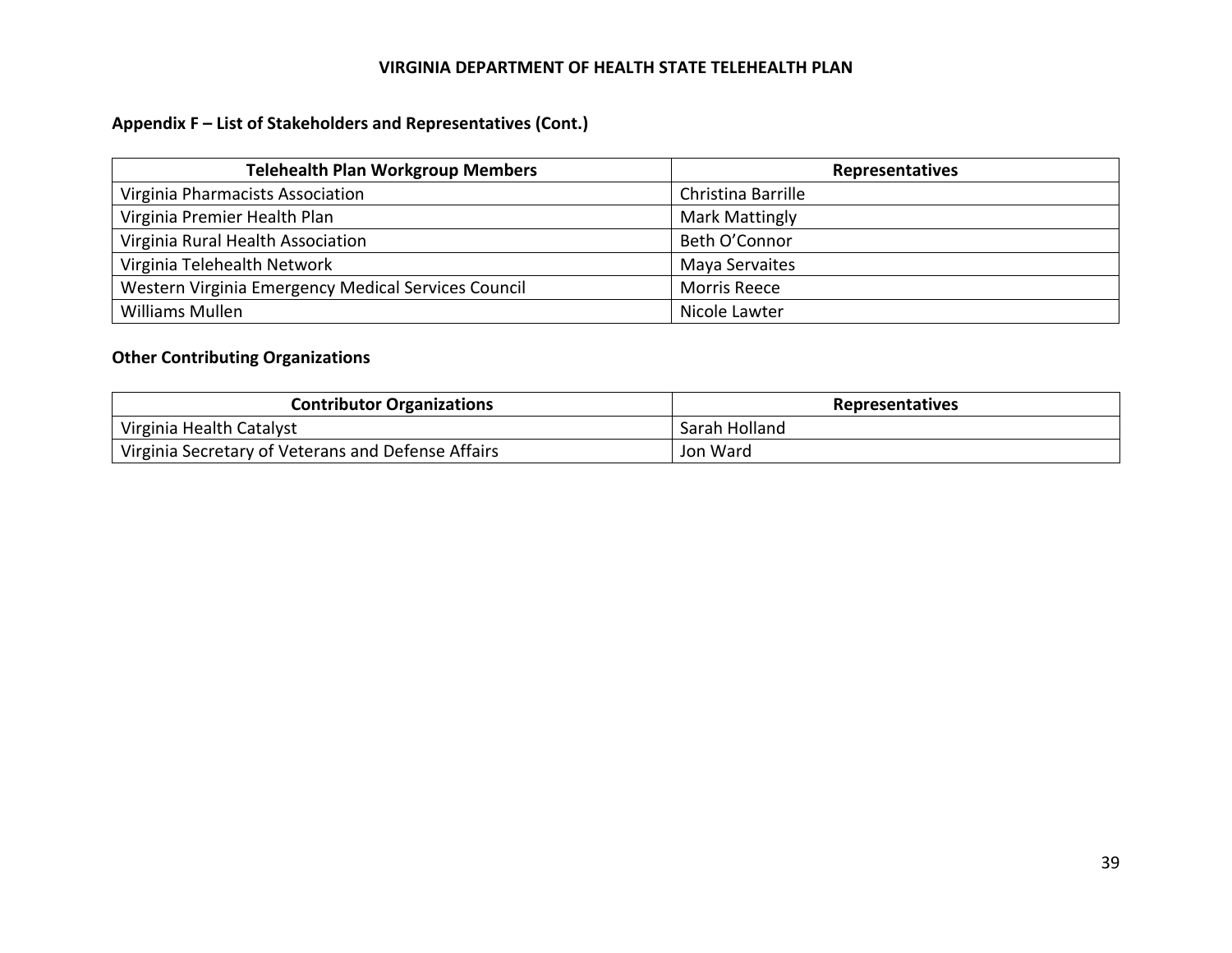## Appendix F – List of Stakeholders and Representatives (Cont.)

| Telehealth Plan Workgroup Members | Representatives |
|---|---|
| Virginia Pharmacists Association | Christina Barrille |
| Virginia Premier Health Plan | Mark Mattingly |
| Virginia Rural Health Association | Beth O'Connor |
| Virginia Telehealth Network | Maya Servaites |
| Western Virginia Emergency Medical Services Council | Morris Reece |
| Williams Mullen | Nicole Lawter |

### Other Contributing Organizations

| Contributor Organizations | Representatives |
|---|---|
| Virginia Health Catalyst | Sarah Holland |
| Virginia Secretary of Veterans and Defense Affairs | Jon Ward |